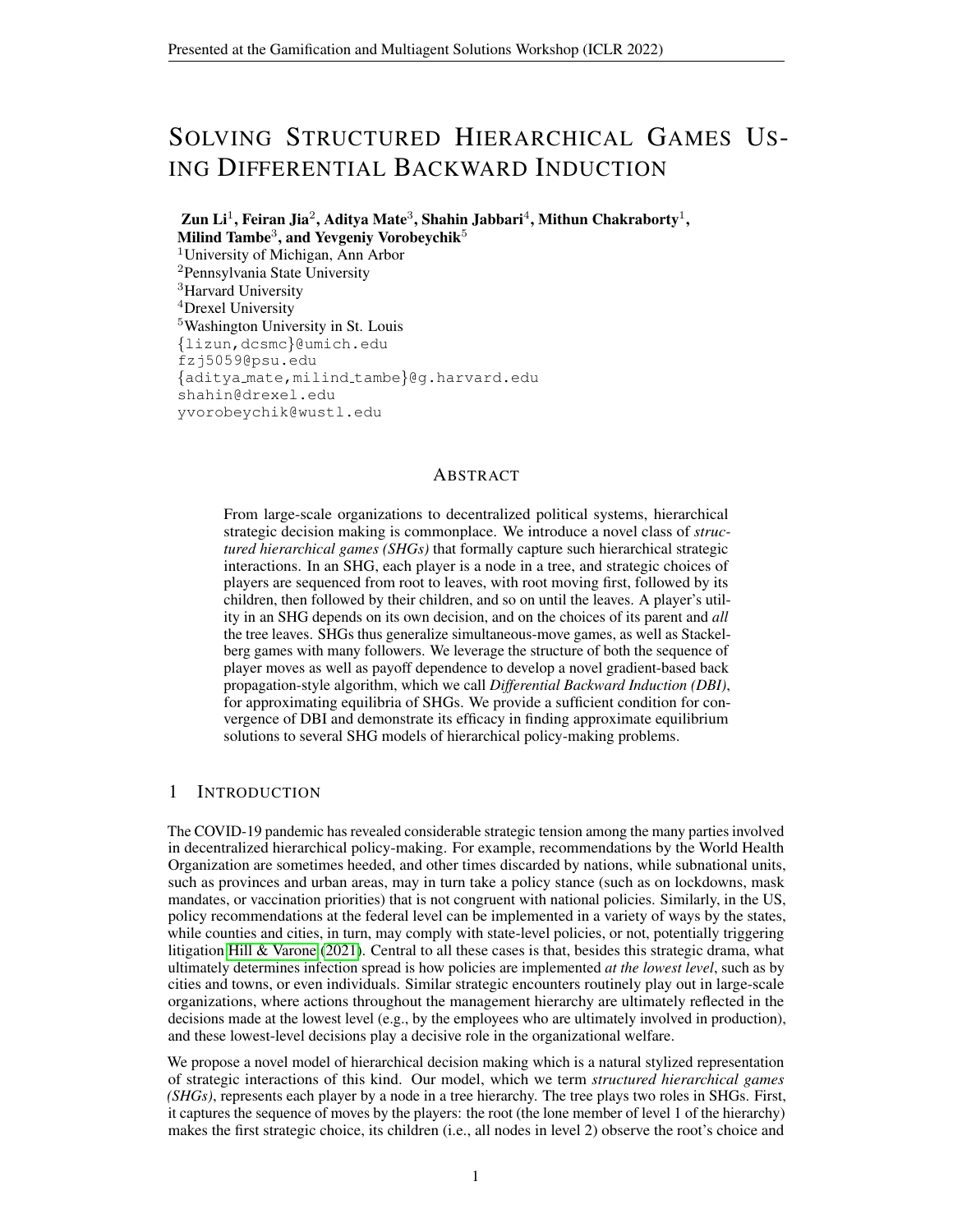# SOLVING STRUCTURED HIERARCHICAL GAMES USING DIFFERENTIAL BACKWARD INDUCTION

**Zun Li[1], Feiran Jia[2], Aditya Mate[3], Shahin Jabbari[4], Mithun Chakraborty[1], Milind Tambe[3], and Yevgeniy Vorobeychik[5]**

[1]University of Michigan, Ann Arbor
[2]Pennsylvania State University
[3]Harvard University
[4]Drexel University
[5]Washington University in St. Louis
{lizun,dcsmc}@umich.edu
fzj5059@psu.edu
{aditya_mate,milind_tambe}@g.harvard.edu
shahin@drexel.edu
yvorobeychik@wustl.edu

## ABSTRACT

From large-scale organizations to decentralized political systems, hierarchical strategic decision making is commonplace. We introduce a novel class of *structured hierarchical games (SHGs)* that formally capture such hierarchical strategic interactions. In an SHG, each player is a node in a tree, and strategic choices of players are sequenced from root to leaves, with root moving first, followed by its children, then followed by their children, and so on until the leaves. A player's utility in an SHG depends on its own decision, and on the choices of its parent and *all* the tree leaves. SHGs thus generalize simultaneous-move games, as well as Stackelberg games with many followers. We leverage the structure of both the sequence of player moves as well as payoff dependence to develop a novel gradient-based back propagation-style algorithm, which we call *Differential Backward Induction (DBI)*, for approximating equilibria of SHGs. We provide a sufficient condition for convergence of DBI and demonstrate its efficacy in finding approximate equilibrium solutions to several SHG models of hierarchical policy-making problems.

## 1 INTRODUCTION

The COVID-19 pandemic has revealed considerable strategic tension among the many parties involved in decentralized hierarchical policy-making. For example, recommendations by the World Health Organization are sometimes heeded, and other times discarded by nations, while subnational units, such as provinces and urban areas, may in turn take a policy stance (such as on lockdowns, mask mandates, or vaccination priorities) that is not congruent with national policies. Similarly, in the US, policy recommendations at the federal level can be implemented in a variety of ways by the states, while counties and cities, in turn, may comply with state-level policies, or not, potentially triggering litigation Hill & Varone (2021). Central to all these cases is that, besides this strategic drama, what ultimately determines infection spread is how policies are implemented *at the lowest level*, such as by cities and towns, or even individuals. Similar strategic encounters routinely play out in large-scale organizations, where actions throughout the management hierarchy are ultimately reflected in the decisions made at the lowest level (e.g., by the employees who are ultimately involved in production), and these lowest-level decisions play a decisive role in the organizational welfare.

We propose a novel model of hierarchical decision making which is a natural stylized representation of strategic interactions of this kind. Our model, which we term *structured hierarchical games (SHGs)*, represents each player by a node in a tree hierarchy. The tree plays two roles in SHGs. First, it captures the sequence of moves by the players: the root (the lone member of level 1 of the hierarchy) makes the first strategic choice, its children (i.e., all nodes in level 2) observe the root's choice and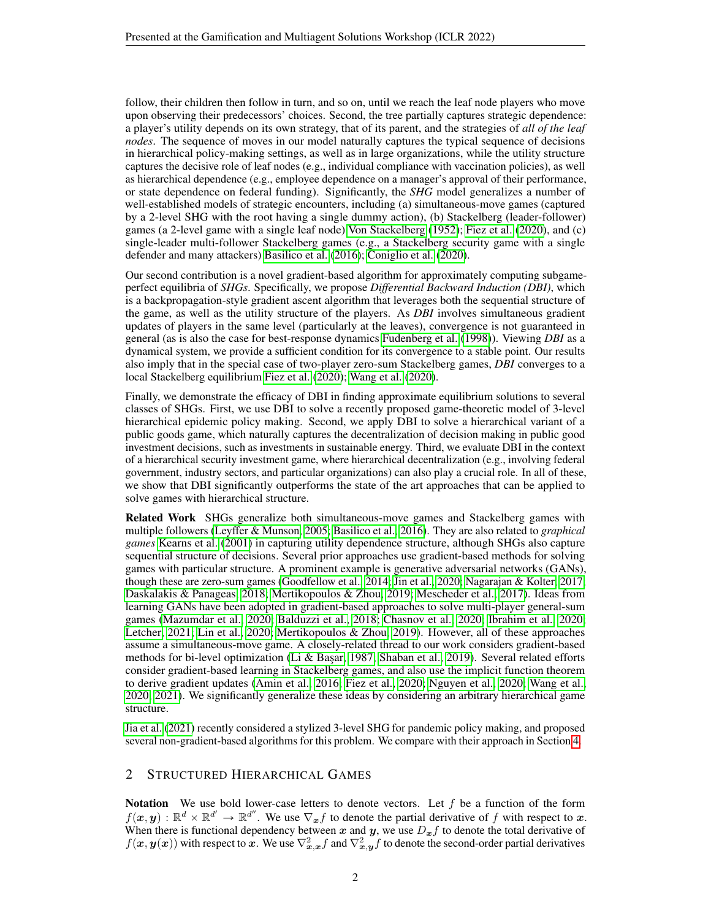follow, their children then follow in turn, and so on, until we reach the leaf node players who move upon observing their predecessors' choices. Second, the tree partially captures strategic dependence: a player's utility depends on its own strategy, that of its parent, and the strategies of *all of the leaf nodes*. The sequence of moves in our model naturally captures the typical sequence of decisions in hierarchical policy-making settings, as well as in large organizations, while the utility structure captures the decisive role of leaf nodes (e.g., individual compliance with vaccination policies), as well as hierarchical dependence (e.g., employee dependence on a manager's approval of their performance, or state dependence on federal funding). Significantly, the *SHG* model generalizes a number of well-established models of strategic encounters, including (a) simultaneous-move games (captured by a 2-level SHG with the root having a single dummy action), (b) Stackelberg (leader-follower) games (a 2-level game with a single leaf node) Von Stackelberg (1952); Fiez et al. (2020), and (c) single-leader multi-follower Stackelberg games (e.g., a Stackelberg security game with a single defender and many attackers) Basilico et al. (2016); Coniglio et al. (2020).

Our second contribution is a novel gradient-based algorithm for approximately computing subgame-perfect equilibria of *SHGs*. Specifically, we propose *Differential Backward Induction (DBI)*, which is a backpropagation-style gradient ascent algorithm that leverages both the sequential structure of the game, as well as the utility structure of the players. As *DBI* involves simultaneous gradient updates of players in the same level (particularly at the leaves), convergence is not guaranteed in general (as is also the case for best-response dynamics Fudenberg et al. (1998)). Viewing *DBI* as a dynamical system, we provide a sufficient condition for its convergence to a stable point. Our results also imply that in the special case of two-player zero-sum Stackelberg games, *DBI* converges to a local Stackelberg equilibrium Fiez et al. (2020); Wang et al. (2020).

Finally, we demonstrate the efficacy of DBI in finding approximate equilibrium solutions to several classes of SHGs. First, we use DBI to solve a recently proposed game-theoretic model of 3-level hierarchical epidemic policy making. Second, we apply DBI to solve a hierarchical variant of a public goods game, which naturally captures the decentralization of decision making in public good investment decisions, such as investments in sustainable energy. Third, we evaluate DBI in the context of a hierarchical security investment game, where hierarchical decentralization (e.g., involving federal government, industry sectors, and particular organizations) can also play a crucial role. In all of these, we show that DBI significantly outperforms the state of the art approaches that can be applied to solve games with hierarchical structure.

**Related Work** SHGs generalize both simultaneous-move games and Stackelberg games with multiple followers (Leyffer & Munson, 2005; Basilico et al., 2016). They are also related to *graphical games* Kearns et al. (2001) in capturing utility dependence structure, although SHGs also capture sequential structure of decisions. Several prior approaches use gradient-based methods for solving games with particular structure. A prominent example is generative adversarial networks (GANs), though these are zero-sum games (Goodfellow et al., 2014; Jin et al., 2020; Nagarajan & Kolter, 2017; Daskalakis & Panageas, 2018; Mertikopoulos & Zhou, 2019; Mescheder et al., 2017). Ideas from learning GANs have been adopted in gradient-based approaches to solve multi-player general-sum games (Mazumdar et al., 2020; Balduzzi et al., 2018; Chasnov et al., 2020; Ibrahim et al., 2020; Letcher, 2021; Lin et al., 2020; Mertikopoulos & Zhou, 2019). However, all of these approaches assume a simultaneous-move game. A closely-related thread to our work considers gradient-based methods for bi-level optimization (Li & Başar, 1987; Shaban et al., 2019). Several related efforts consider gradient-based learning in Stackelberg games, and also use the implicit function theorem to derive gradient updates (Amin et al., 2016; Fiez et al., 2020; Nguyen et al., 2020; Wang et al., 2020; 2021). We significantly generalize these ideas by considering an arbitrary hierarchical game structure.

Jia et al. (2021) recently considered a stylized 3-level SHG for pandemic policy making, and proposed several non-gradient-based algorithms for this problem. We compare with their approach in Section 4.

## 2 Structured Hierarchical Games

**Notation** We use bold lower-case letters to denote vectors. Let $f$ be a function of the form $f(\boldsymbol{x}, \boldsymbol{y}) : \mathbb{R}^d \times \mathbb{R}^{d'} \to \mathbb{R}^{d''}$. We use $\nabla_{\boldsymbol{x}} f$ to denote the partial derivative of $f$ with respect to $\boldsymbol{x}$. When there is functional dependency between $\boldsymbol{x}$ and $\boldsymbol{y}$, we use $D_{\boldsymbol{x}} f$ to denote the total derivative of $f(\boldsymbol{x}, \boldsymbol{y}(\boldsymbol{x}))$ with respect to $\boldsymbol{x}$. We use $\nabla^2_{\boldsymbol{x},\boldsymbol{x}} f$ and $\nabla^2_{\boldsymbol{x},\boldsymbol{y}} f$ to denote the second-order partial derivatives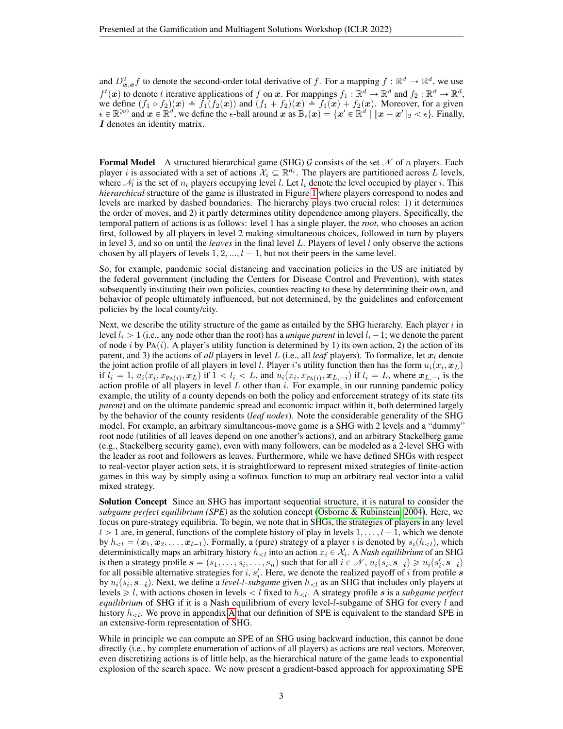and $D^2_{\boldsymbol{x},\boldsymbol{x}} f$ to denote the second-order total derivative of $f$. For a mapping $f : \mathbb{R}^d \to \mathbb{R}^d$, we use $f^t(\boldsymbol{x})$ to denote $t$ iterative applications of $f$ on $\boldsymbol{x}$. For mappings $f_1 : \mathbb{R}^d \to \mathbb{R}^d$ and $f_2 : \mathbb{R}^d \to \mathbb{R}^d$, we define $(f_1 \circ f_2)(\boldsymbol{x}) \triangleq f_1(f_2(\boldsymbol{x}))$ and $(f_1 + f_2)(\boldsymbol{x}) \triangleq f_1(\boldsymbol{x}) + f_2(\boldsymbol{x})$. Moreover, for a given $\epsilon \in \mathbb{R}^{\geqslant 0}$ and $\boldsymbol{x} \in \mathbb{R}^d$, we define the $\epsilon$-ball around $\boldsymbol{x}$ as $\mathbb{B}_\epsilon(\boldsymbol{x}) = \{\boldsymbol{x}' \in \mathbb{R}^d \mid \|\boldsymbol{x} - \boldsymbol{x}'\|_2 < \epsilon\}$. Finally, $\boldsymbol{I}$ denotes an identity matrix.

**Formal Model** A structured hierarchical game (SHG) $\mathcal{G}$ consists of the set $\mathscr{N}$ of $n$ players. Each player $i$ is associated with a set of actions $\mathcal{X}_i \subseteq \mathbb{R}^{d_i}$. The players are partitioned across $L$ levels, where $\mathscr{N}_l$ is the set of $n_l$ players occupying level $l$. Let $l_i$ denote the level occupied by player $i$. This *hierarchical* structure of the game is illustrated in Figure 1 where players correspond to nodes and levels are marked by dashed boundaries. The hierarchy plays two crucial roles: 1) it determines the order of moves, and 2) it partly determines utility dependence among players. Specifically, the temporal pattern of actions is as follows: level 1 has a single player, the *root*, who chooses an action first, followed by all players in level 2 making simultaneous choices, followed in turn by players in level 3, and so on until the *leaves* in the final level $L$. Players of level $l$ only observe the actions chosen by all players of levels $1, 2, ..., l - 1$, but not their peers in the same level.

So, for example, pandemic social distancing and vaccination policies in the US are initiated by the federal government (including the Centers for Disease Control and Prevention), with states subsequently instituting their own policies, counties reacting to these by determining their own, and behavior of people ultimately influenced, but not determined, by the guidelines and enforcement policies by the local county/city.

Next, we describe the utility structure of the game as entailed by the SHG hierarchy. Each player $i$ in level $l_i > 1$ (i.e., any node other than the root) has a *unique parent* in level $l_i - 1$; we denote the parent of node $i$ by $\text{PA}(i)$. A player's utility function is determined by 1) its own action, 2) the action of its parent, and 3) the actions of *all* players in level $L$ (i.e., all *leaf* players). To formalize, let $\boldsymbol{x}_l$ denote the joint action profile of all players in level $l$. Player $i$'s utility function then has the form $u_i(x_i, \boldsymbol{x}_L)$ if $l_i = 1$, $u_i(x_i, x_{\text{PA}(i)}, \boldsymbol{x}_L)$ if $1 < l_i < L$, and $u_i(x_i, x_{\text{PA}(i)}, \boldsymbol{x}_{L,-i})$ if $l_i = L$, where $\boldsymbol{x}_{L,-i}$ is the action profile of all players in level $L$ other than $i$. For example, in our running pandemic policy example, the utility of a county depends on both the policy and enforcement strategy of its state (its *parent*) and on the ultimate pandemic spread and economic impact within it, both determined largely by the behavior of the county residents (*leaf nodes*). Note the considerable generality of the SHG model. For example, an arbitrary simultaneous-move game is a SHG with 2 levels and a "dummy" root node (utilities of all leaves depend on one another's actions), and an arbitrary Stackelberg game (e.g., Stackelberg security game), even with many followers, can be modeled as a 2-level SHG with the leader as root and followers as leaves. Furthermore, while we have defined SHGs with respect to real-vector player action sets, it is straightforward to represent mixed strategies of finite-action games in this way by simply using a softmax function to map an arbitrary real vector into a valid mixed strategy.

**Solution Concept** Since an SHG has important sequential structure, it is natural to consider the *subgame perfect equilibrium (SPE)* as the solution concept (Osborne & Rubinstein, 2004). Here, we focus on pure-strategy equilibria. To begin, we note that in SHGs, the strategies of players in any level $l > 1$ are, in general, functions of the complete history of play in levels $1, \ldots, l - 1$, which we denote by $h_{<l} = (\boldsymbol{x}_1, \boldsymbol{x}_2, \ldots, \boldsymbol{x}_{l-1})$. Formally, a (pure) strategy of a player $i$ is denoted by $s_i(h_{<l})$, which deterministically maps an arbitrary history $h_{<l}$ into an action $x_i \in \mathcal{X}_i$. A *Nash equilibrium* of an SHG is then a strategy profile $\boldsymbol{s} = (s_1, \ldots, s_i, \ldots, s_n)$ such that for all $i \in \mathscr{N}$, $u_i(s_i, \boldsymbol{s}_{-\boldsymbol{i}}) \geqslant u_i(s'_i, \boldsymbol{s}_{-\boldsymbol{i}})$ for all possible alternative strategies for $i$, $s'_i$. Here, we denote the realized payoff of $i$ from profile $\boldsymbol{s}$ by $u_i(s_i, \boldsymbol{s}_{-\boldsymbol{i}})$. Next, we define a *level-$l$-subgame* given $h_{<l}$ as an SHG that includes only players at levels $\geqslant l$, with actions chosen in levels $< l$ fixed to $h_{<l}$. A strategy profile $\boldsymbol{s}$ is a *subgame perfect equilibrium* of SHG if it is a Nash equilibrium of every level-$l$-subgame of SHG for every $l$ and history $h_{<l}$. We prove in appendix A that our definition of SPE is equivalent to the standard SPE in an extensive-form representation of SHG.

While in principle we can compute an SPE of an SHG using backward induction, this cannot be done directly (i.e., by complete enumeration of actions of all players) as actions are real vectors. Moreover, even discretizing actions is of little help, as the hierarchical nature of the game leads to exponential explosion of the search space. We now present a gradient-based approach for approximating SPE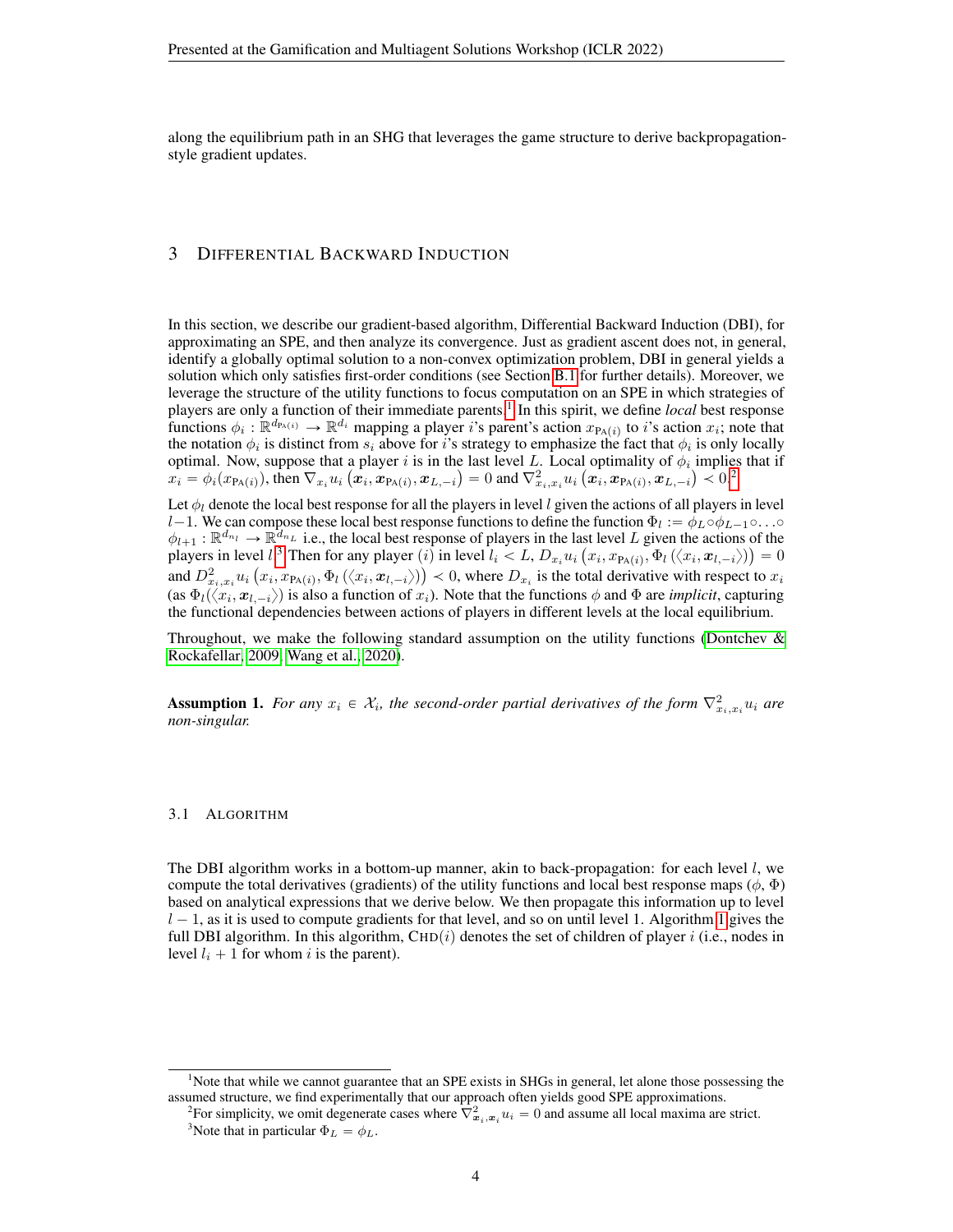along the equilibrium path in an SHG that leverages the game structure to derive backpropagation-style gradient updates.

## 3 Differential Backward Induction

In this section, we describe our gradient-based algorithm, Differential Backward Induction (DBI), for approximating an SPE, and then analyze its convergence. Just as gradient ascent does not, in general, identify a globally optimal solution to a non-convex optimization problem, DBI in general yields a solution which only satisfies first-order conditions (see Section B.1 for further details). Moreover, we leverage the structure of the utility functions to focus computation on an SPE in which strategies of players are only a function of their immediate parents.[1] In this spirit, we define *local* best response functions $\phi_i : \mathbb{R}^{d_{\mathrm{PA}(i)}} \to \mathbb{R}^{d_i}$ mapping a player $i$'s parent's action $x_{\mathrm{PA}(i)}$ to $i$'s action $x_i$; note that the notation $\phi_i$ is distinct from $s_i$ above for $i$'s strategy to emphasize the fact that $\phi_i$ is only locally optimal. Now, suppose that a player $i$ is in the last level $L$. Local optimality of $\phi_i$ implies that if $x_i = \phi_i(x_{\mathrm{PA}(i)})$, then $\nabla_{x_i} u_i \left(\boldsymbol{x}_i, \boldsymbol{x}_{\mathrm{PA}(i)}, \boldsymbol{x}_{L,-i}\right) = 0$ and $\nabla^2_{x_i,x_i} u_i \left(\boldsymbol{x}_i, \boldsymbol{x}_{\mathrm{PA}(i)}, \boldsymbol{x}_{L,-i}\right) \prec 0$.[2]

Let $\phi_l$ denote the local best response for all the players in level $l$ given the actions of all players in level $l-1$. We can compose these local best response functions to define the function $\Phi_l := \phi_L \circ \phi_{L-1} \circ \ldots \circ \phi_{l+1} : \mathbb{R}^{d_{n_l}} \to \mathbb{R}^{d_{n_L}}$ i.e., the local best response of players in the last level $L$ given the actions of the players in level $l$.[3] Then for any player $(i)$ in level $l_i < L$, $D_{x_i} u_i \left(x_i, x_{\mathrm{PA}(i)}, \Phi_l \left(\langle x_i, \boldsymbol{x}_{l,-i}\rangle\right)\right) = 0$ and $D^2_{x_i,x_i} u_i \left(x_i, x_{\mathrm{PA}(i)}, \Phi_l \left(\langle x_i, \boldsymbol{x}_{l,-i}\rangle\right)\right) \prec 0$, where $D_{x_i}$ is the total derivative with respect to $x_i$ (as $\Phi_l(\langle x_i, \boldsymbol{x}_{l,-i}\rangle)$ is also a function of $x_i$). Note that the functions $\phi$ and $\Phi$ are *implicit*, capturing the functional dependencies between actions of players in different levels at the local equilibrium.

Throughout, we make the following standard assumption on the utility functions (Dontchev & Rockafellar, 2009; Wang et al., 2020).

**Assumption 1.** *For any $x_i \in \mathcal{X}_i$, the second-order partial derivatives of the form $\nabla^2_{x_i,x_i} u_i$ are non-singular.*

### 3.1 Algorithm

The DBI algorithm works in a bottom-up manner, akin to back-propagation: for each level $l$, we compute the total derivatives (gradients) of the utility functions and local best response maps ($\phi$, $\Phi$) based on analytical expressions that we derive below. We then propagate this information up to level $l-1$, as it is used to compute gradients for that level, and so on until level 1. Algorithm 1 gives the full DBI algorithm. In this algorithm, $\textsc{Chd}(i)$ denotes the set of children of player $i$ (i.e., nodes in level $l_i + 1$ for whom $i$ is the parent).

---

[1] Note that while we cannot guarantee that an SPE exists in SHGs in general, let alone those possessing the assumed structure, we find experimentally that our approach often yields good SPE approximations.

[2] For simplicity, we omit degenerate cases where $\nabla^2_{\boldsymbol{x}_i,\boldsymbol{x}_i} u_i = 0$ and assume all local maxima are strict.

[3] Note that in particular $\Phi_L = \phi_L$.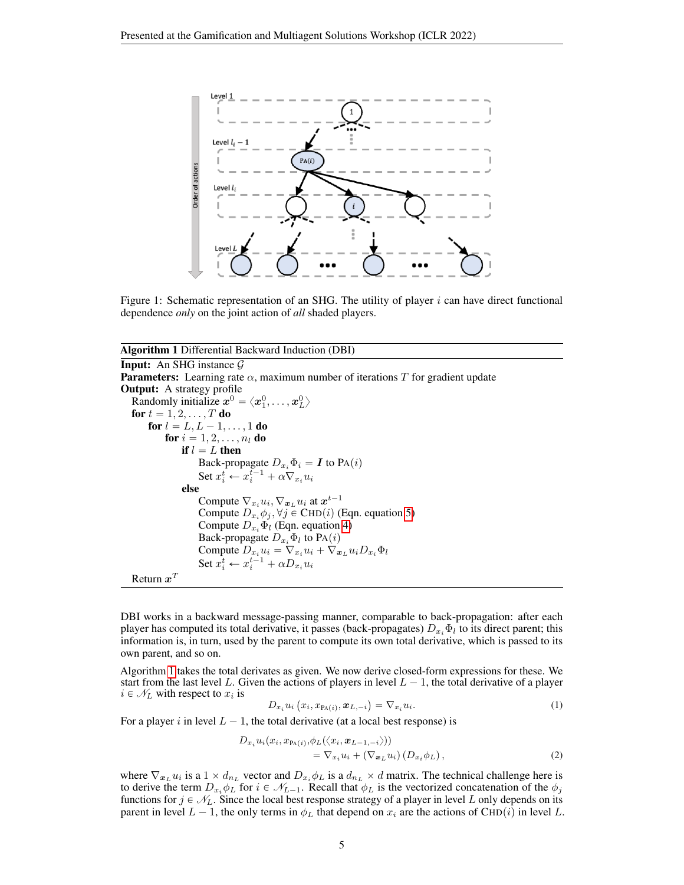Level 1

Level $l_i - 1$

Level $l_i$

Level $L$

Order of actions

Figure 1: Schematic representation of an SHG. The utility of player $i$ can have direct functional dependence *only* on the joint action of *all* shaded players.

**Algorithm 1** Differential Backward Induction (DBI)

**Input:** An SHG instance $\mathcal{G}$
**Parameters:** Learning rate $\alpha$, maximum number of iterations $T$ for gradient update
**Output:** A strategy profile

```
Randomly initialize x^0 = <x_1^0, ..., x_L^0>
for t = 1, 2, ..., T do
    for l = L, L-1, ..., 1 do
        for i = 1, 2, ..., n_l do
            if l = L then
                Back-propagate D_{x_i} Φ_i = I to PA(i)
                Set x_i^t ← x_i^{t-1} + α ∇_{x_i} u_i
            else
                Compute ∇_{x_i} u_i, ∇_{x_L} u_i at x^{t-1}
                Compute D_{x_i} φ_j, ∀j ∈ CHD(i) (Eqn. equation 5)
                Compute D_{x_i} Φ_l (Eqn. equation 4)
                Back-propagate D_{x_i} Φ_l to PA(i)
                Compute D_{x_i} u_i = ∇_{x_i} u_i + ∇_{x_L} u_i D_{x_i} Φ_l
                Set x_i^t ← x_i^{t-1} + α D_{x_i} u_i
Return x^T
```

DBI works in a backward message-passing manner, comparable to back-propagation: after each player has computed its total derivative, it passes (back-propagates) $D_{x_i}\Phi_l$ to its direct parent; this information is, in turn, used by the parent to compute its own total derivative, which is passed to its own parent, and so on.

Algorithm 1 takes the total derivates as given. We now derive closed-form expressions for these. We start from the last level $L$. Given the actions of players in level $L-1$, the total derivative of a player $i \in \mathcal{N}_L$ with respect to $x_i$ is

$$D_{x_i} u_i\left(x_i, x_{\text{PA}(i)}, \boldsymbol{x}_{L,-i}\right) = \nabla_{x_i} u_i. \tag{1}$$

For a player $i$ in level $L-1$, the total derivative (at a local best response) is

$$\begin{aligned} D_{x_i} u_i(x_i, x_{\text{PA}(i)}, &\phi_L(\langle x_i, \boldsymbol{x}_{L-1,-i}\rangle)) \\ &= \nabla_{x_i} u_i + \left(\nabla_{\boldsymbol{x}_L} u_i\right)\left(D_{x_i}\phi_L\right), \end{aligned} \tag{2}$$

where $\nabla_{\boldsymbol{x}_L} u_i$ is a $1 \times d_{n_L}$ vector and $D_{x_i}\phi_L$ is a $d_{n_L} \times d$ matrix. The technical challenge here is to derive the term $D_{x_i}\phi_L$ for $i \in \mathcal{N}_{L-1}$. Recall that $\phi_L$ is the vectorized concatenation of the $\phi_j$ functions for $j \in \mathcal{N}_L$. Since the local best response strategy of a player in level $L$ only depends on its parent in level $L-1$, the only terms in $\phi_L$ that depend on $x_i$ are the actions of $\text{CHD}(i)$ in level $L$.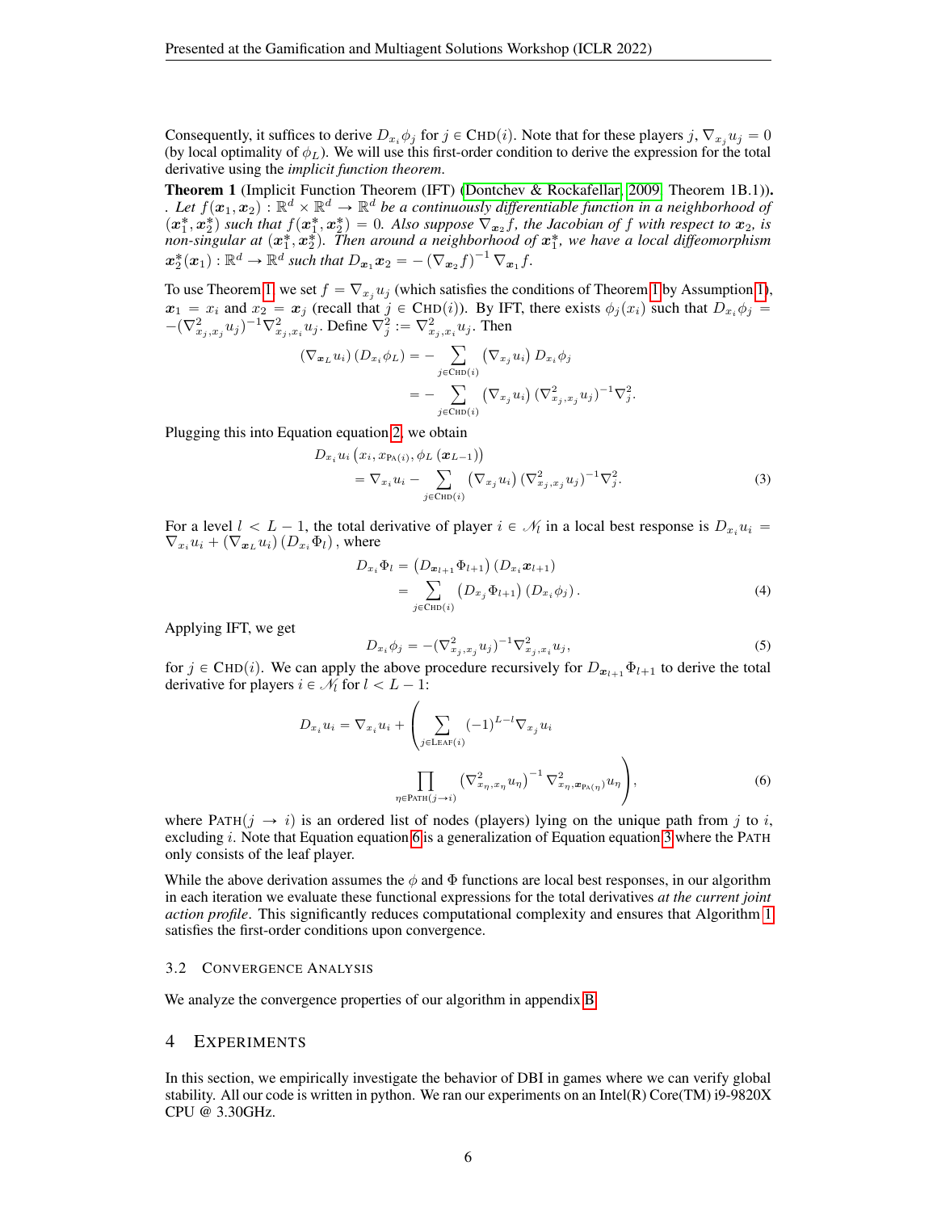Consequently, it suffices to derive $D_{x_i}\phi_j$ for $j \in \textsc{Chd}(i)$. Note that for these players $j$, $\nabla_{x_j} u_j = 0$ (by local optimality of $\phi_L$). We will use this first-order condition to derive the expression for the total derivative using the *implicit function theorem*.

**Theorem 1** (Implicit Function Theorem (IFT) (Dontchev & Rockafellar, 2009, Theorem 1B.1)). *. Let $f(\boldsymbol{x}_1, \boldsymbol{x}_2) : \mathbb{R}^d \times \mathbb{R}^d \to \mathbb{R}^d$ be a continuously differentiable function in a neighborhood of $(\boldsymbol{x}_1^*, \boldsymbol{x}_2^*)$ such that $f(\boldsymbol{x}_1^*, \boldsymbol{x}_2^*) = 0$. Also suppose $\nabla_{\boldsymbol{x}_2} f$, the Jacobian of $f$ with respect to $\boldsymbol{x}_2$, is non-singular at $(\boldsymbol{x}_1^*, \boldsymbol{x}_2^*)$. Then around a neighborhood of $\boldsymbol{x}_1^*$, we have a local diffeomorphism $\boldsymbol{x}_2^*(\boldsymbol{x}_1) : \mathbb{R}^d \to \mathbb{R}^d$ such that $D_{\boldsymbol{x}_1}\boldsymbol{x}_2 = -\left(\nabla_{\boldsymbol{x}_2} f\right)^{-1} \nabla_{\boldsymbol{x}_1} f$.*

To use Theorem 1, we set $f = \nabla_{x_j} u_j$ (which satisfies the conditions of Theorem 1 by Assumption 1), $\boldsymbol{x}_1 = x_i$ and $x_2 = \boldsymbol{x}_j$ (recall that $j \in \textsc{Chd}(i)$). By IFT, there exists $\phi_j(x_i)$ such that $D_{x_i}\phi_j = -(\nabla^2_{x_j,x_j} u_j)^{-1} \nabla^2_{x_j,x_i} u_j$. Define $\nabla^2_j := \nabla^2_{x_j,x_i} u_j$. Then

$$
\begin{aligned}
\left(\nabla_{\boldsymbol{x}_L} u_i\right)\left(D_{x_i}\phi_L\right) &= -\sum_{j \in \textsc{Chd}(i)} \left(\nabla_{x_j} u_i\right) D_{x_i}\phi_j \\
&= -\sum_{j \in \textsc{Chd}(i)} \left(\nabla_{x_j} u_i\right) (\nabla^2_{x_j,x_j} u_j)^{-1} \nabla^2_j.
\end{aligned}
$$

Plugging this into Equation equation 2, we obtain

$$
\begin{aligned}
& D_{x_i} u_i \left(x_i, x_{\textsc{Pa}(i)}, \phi_L\left(\boldsymbol{x}_{L-1}\right)\right) \\
&= \nabla_{x_i} u_i - \sum_{j \in \textsc{Chd}(i)} \left(\nabla_{x_j} u_i\right) (\nabla^2_{x_j,x_j} u_j)^{-1} \nabla^2_j.
\end{aligned} \tag{3}
$$

For a level $l < L-1$, the total derivative of player $i \in \mathcal{N}_l$ in a local best response is $D_{x_i} u_i = \nabla_{x_i} u_i + \left(\nabla_{\boldsymbol{x}_L} u_i\right)\left(D_{x_i}\Phi_l\right)$, where

$$
\begin{aligned}
D_{x_i}\Phi_l &= \left(D_{\boldsymbol{x}_{l+1}}\Phi_{l+1}\right)\left(D_{x_i}\boldsymbol{x}_{l+1}\right) \\
&= \sum_{j \in \textsc{Chd}(i)} \left(D_{x_j}\Phi_{l+1}\right)\left(D_{x_i}\phi_j\right).
\end{aligned} \tag{4}
$$

Applying IFT, we get

$$
D_{x_i}\phi_j = -(\nabla^2_{x_j,x_j} u_j)^{-1} \nabla^2_{x_j,x_i} u_j, \tag{5}
$$

for $j \in \textsc{Chd}(i)$. We can apply the above procedure recursively for $D_{\boldsymbol{x}_{l+1}}\Phi_{l+1}$ to derive the total derivative for players $i \in \mathcal{N}_l$ for $l < L-1$:

$$
\begin{aligned}
D_{x_i} u_i = \nabla_{x_i} u_i + \Bigg( & \sum_{j \in \textsc{Leaf}(i)} (-1)^{L-l} \nabla_{x_j} u_i \\
& \prod_{\eta \in \textsc{Path}(j \to i)} \left(\nabla^2_{x_\eta, x_\eta} u_\eta\right)^{-1} \nabla^2_{x_\eta, \boldsymbol{x}_{\textsc{Pa}(\eta)}} u_\eta \Bigg),
\end{aligned} \tag{6}
$$

where $\textsc{Path}(j \to i)$ is an ordered list of nodes (players) lying on the unique path from $j$ to $i$, excluding $i$. Note that Equation equation 6 is a generalization of Equation equation 3 where the $\textsc{Path}$ only consists of the leaf player.

While the above derivation assumes the $\phi$ and $\Phi$ functions are local best responses, in our algorithm in each iteration we evaluate these functional expressions for the total derivatives *at the current joint action profile*. This significantly reduces computational complexity and ensures that Algorithm 1 satisfies the first-order conditions upon convergence.

### 3.2 Convergence Analysis

We analyze the convergence properties of our algorithm in appendix B.

## 4 Experiments

In this section, we empirically investigate the behavior of DBI in games where we can verify global stability. All our code is written in python. We ran our experiments on an Intel(R) Core(TM) i9-9820X CPU @ 3.30GHz.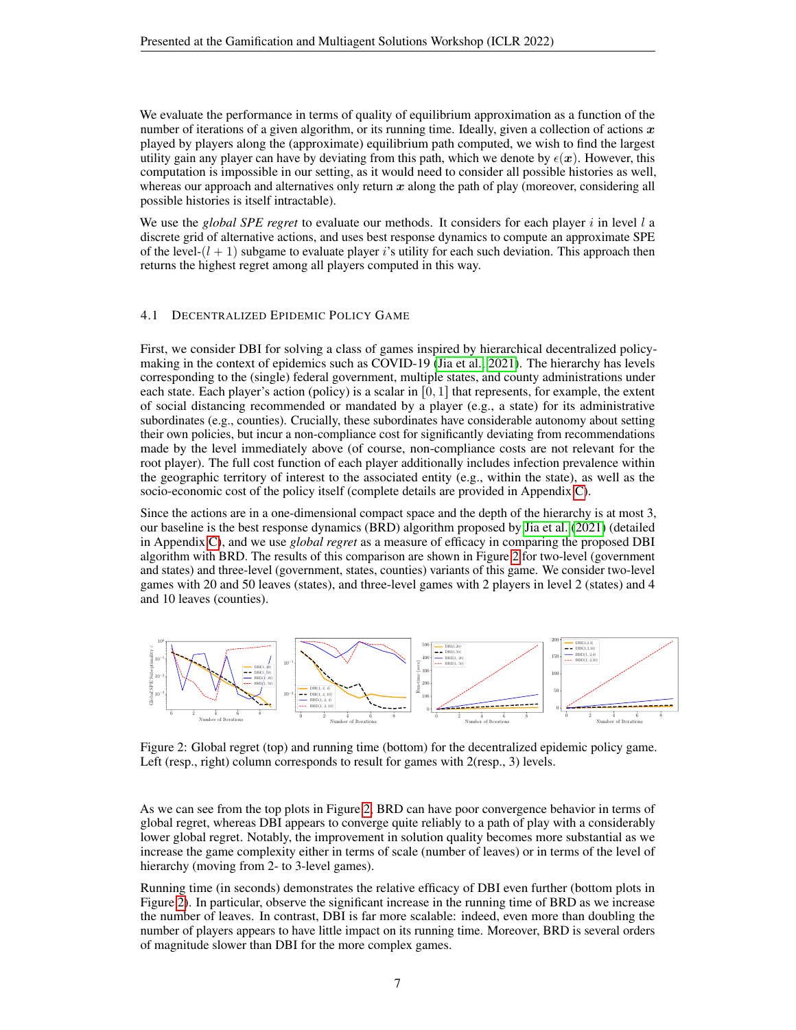We evaluate the performance in terms of quality of equilibrium approximation as a function of the number of iterations of a given algorithm, or its running time. Ideally, given a collection of actions $\boldsymbol{x}$ played by players along the (approximate) equilibrium path computed, we wish to find the largest utility gain any player can have by deviating from this path, which we denote by $\epsilon(\boldsymbol{x})$. However, this computation is impossible in our setting, as it would need to consider all possible histories as well, whereas our approach and alternatives only return $\boldsymbol{x}$ along the path of play (moreover, considering all possible histories is itself intractable).

We use the *global SPE regret* to evaluate our methods. It considers for each player $i$ in level $l$ a discrete grid of alternative actions, and uses best response dynamics to compute an approximate SPE of the level-$(l+1)$ subgame to evaluate player $i$'s utility for each such deviation. This approach then returns the highest regret among all players computed in this way.

### 4.1 Decentralized Epidemic Policy Game

First, we consider DBI for solving a class of games inspired by hierarchical decentralized policy-making in the context of epidemics such as COVID-19 (Jia et al., 2021). The hierarchy has levels corresponding to the (single) federal government, multiple states, and county administrations under each state. Each player's action (policy) is a scalar in $[0, 1]$ that represents, for example, the extent of social distancing recommended or mandated by a player (e.g., a state) for its administrative subordinates (e.g., counties). Crucially, these subordinates have considerable autonomy about setting their own policies, but incur a non-compliance cost for significantly deviating from recommendations made by the level immediately above (of course, non-compliance costs are not relevant for the root player). The full cost function of each player additionally includes infection prevalence within the geographic territory of interest to the associated entity (e.g., within the state), as well as the socio-economic cost of the policy itself (complete details are provided in Appendix C).

Since the actions are in a one-dimensional compact space and the depth of the hierarchy is at most 3, our baseline is the best response dynamics (BRD) algorithm proposed by Jia et al. (2021) (detailed in Appendix C), and we use *global regret* as a measure of efficacy in comparing the proposed DBI algorithm with BRD. The results of this comparison are shown in Figure 2 for two-level (government and states) and three-level (government, states, counties) variants of this game. We consider two-level games with 20 and 50 leaves (states), and three-level games with 2 players in level 2 (states) and 4 and 10 leaves (counties).

Figure 2: Global regret (top) and running time (bottom) for the decentralized epidemic policy game. Left (resp., right) column corresponds to result for games with 2(resp., 3) levels.

As we can see from the top plots in Figure 2, BRD can have poor convergence behavior in terms of global regret, whereas DBI appears to converge quite reliably to a path of play with a considerably lower global regret. Notably, the improvement in solution quality becomes more substantial as we increase the game complexity either in terms of scale (number of leaves) or in terms of the level of hierarchy (moving from 2- to 3-level games).

Running time (in seconds) demonstrates the relative efficacy of DBI even further (bottom plots in Figure 2). In particular, observe the significant increase in the running time of BRD as we increase the number of leaves. In contrast, DBI is far more scalable: indeed, even more than doubling the number of players appears to have little impact on its running time. Moreover, BRD is several orders of magnitude slower than DBI for the more complex games.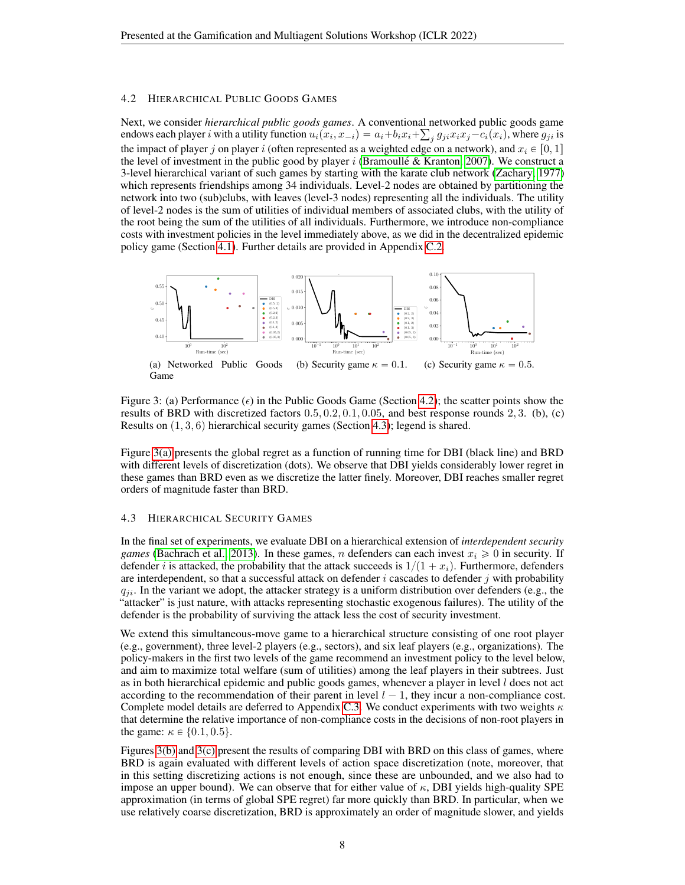### 4.2 Hierarchical Public Goods Games

Next, we consider *hierarchical public goods games*. A conventional networked public goods game endows each player $i$ with a utility function $u_i(x_i, x_{-i}) = a_i + b_i x_i + \sum_j g_{ji} x_i x_j - c_i(x_i)$, where $g_{ji}$ is the impact of player $j$ on player $i$ (often represented as a weighted edge on a network), and $x_i \in [0, 1]$ the level of investment in the public good by player $i$ (Bramoullé & Kranton, 2007). We construct a 3-level hierarchical variant of such games by starting with the karate club network (Zachary, 1977) which represents friendships among 34 individuals. Level-2 nodes are obtained by partitioning the network into two (sub)clubs, with leaves (level-3 nodes) representing all the individuals. The utility of level-2 nodes is the sum of utilities of individual members of associated clubs, with the utility of the root being the sum of the utilities of all individuals. Furthermore, we introduce non-compliance costs with investment policies in the level immediately above, as we did in the decentralized epidemic policy game (Section 4.1). Further details are provided in Appendix C.2.

(a) Networked Public Goods Game

Run-time (sec)

(b) Security game $\kappa = 0.1$.

Run-time (sec)

(c) Security game $\kappa = 0.5$.

Run-time (sec)

Figure 3: (a) Performance ($\epsilon$) in the Public Goods Game (Section 4.2); the scatter points show the results of BRD with discretized factors $0.5, 0.2, 0.1, 0.05$, and best response rounds $2, 3$. (b), (c) Results on $(1, 3, 6)$ hierarchical security games (Section 4.3); legend is shared.

Figure 3(a) presents the global regret as a function of running time for DBI (black line) and BRD with different levels of discretization (dots). We observe that DBI yields considerably lower regret in these games than BRD even as we discretize the latter finely. Moreover, DBI reaches smaller regret orders of magnitude faster than BRD.

### 4.3 Hierarchical Security Games

In the final set of experiments, we evaluate DBI on a hierarchical extension of *interdependent security games* (Bachrach et al., 2013). In these games, $n$ defenders can each invest $x_i \geqslant 0$ in security. If defender $i$ is attacked, the probability that the attack succeeds is $1/(1 + x_i)$. Furthermore, defenders are interdependent, so that a successful attack on defender $i$ cascades to defender $j$ with probability $q_{ji}$. In the variant we adopt, the attacker strategy is a uniform distribution over defenders (e.g., the "attacker" is just nature, with attacks representing stochastic exogenous failures). The utility of the defender is the probability of surviving the attack less the cost of security investment.

We extend this simultaneous-move game to a hierarchical structure consisting of one root player (e.g., government), three level-2 players (e.g., sectors), and six leaf players (e.g., organizations). The policy-makers in the first two levels of the game recommend an investment policy to the level below, and aim to maximize total welfare (sum of utilities) among the leaf players in their subtrees. Just as in both hierarchical epidemic and public goods games, whenever a player in level $l$ does not act according to the recommendation of their parent in level $l - 1$, they incur a non-compliance cost. Complete model details are deferred to Appendix C.3. We conduct experiments with two weights $\kappa$ that determine the relative importance of non-compliance costs in the decisions of non-root players in the game: $\kappa \in \{0.1, 0.5\}$.

Figures 3(b) and 3(c) present the results of comparing DBI with BRD on this class of games, where BRD is again evaluated with different levels of action space discretization (note, moreover, that in this setting discretizing actions is not enough, since these are unbounded, and we also had to impose an upper bound). We can observe that for either value of $\kappa$, DBI yields high-quality SPE approximation (in terms of global SPE regret) far more quickly than BRD. In particular, when we use relatively coarse discretization, BRD is approximately an order of magnitude slower, and yields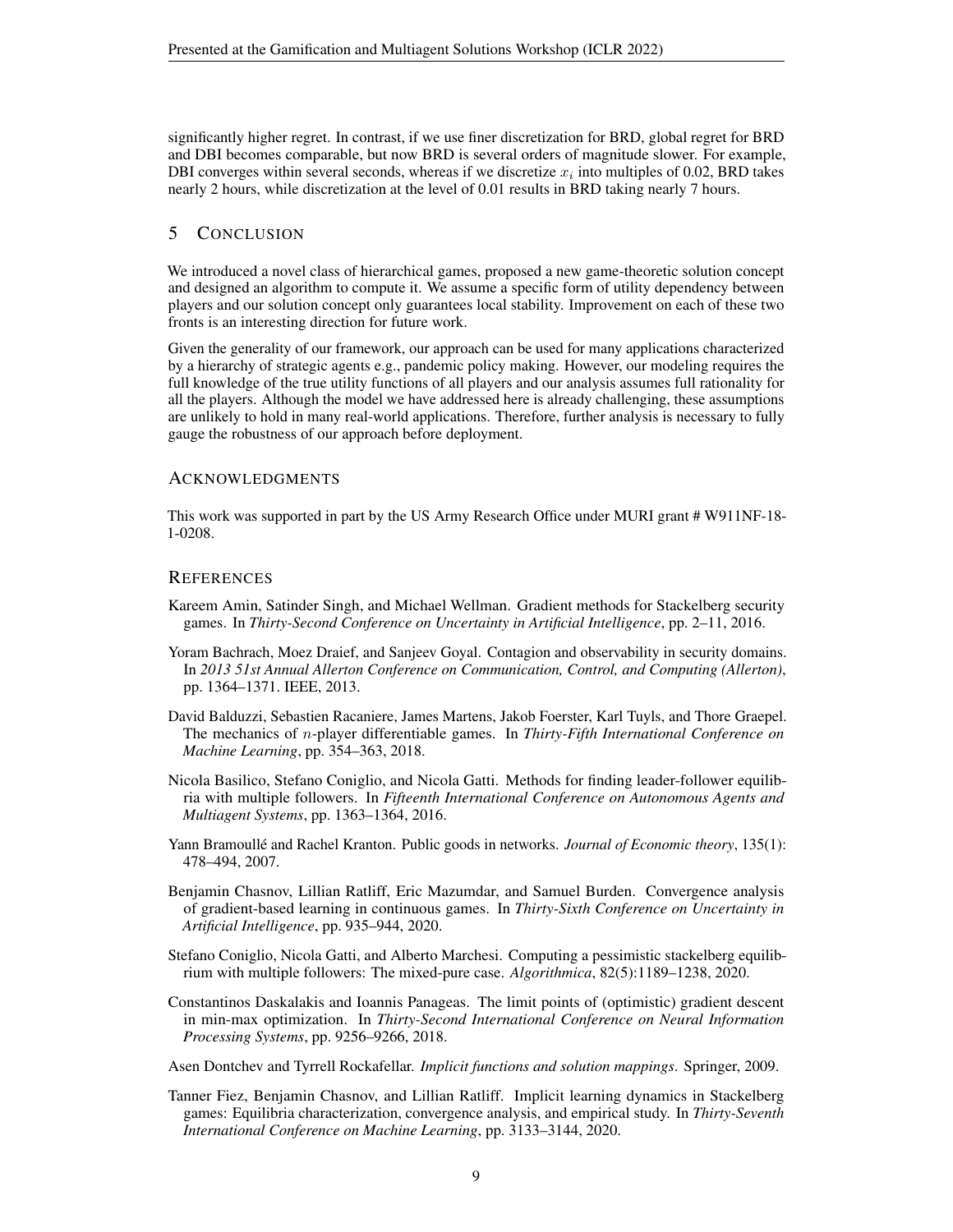significantly higher regret. In contrast, if we use finer discretization for BRD, global regret for BRD and DBI becomes comparable, but now BRD is several orders of magnitude slower. For example, DBI converges within several seconds, whereas if we discretize $x_i$ into multiples of 0.02, BRD takes nearly 2 hours, while discretization at the level of 0.01 results in BRD taking nearly 7 hours.

## 5 Conclusion

We introduced a novel class of hierarchical games, proposed a new game-theoretic solution concept and designed an algorithm to compute it. We assume a specific form of utility dependency between players and our solution concept only guarantees local stability. Improvement on each of these two fronts is an interesting direction for future work.

Given the generality of our framework, our approach can be used for many applications characterized by a hierarchy of strategic agents e.g., pandemic policy making. However, our modeling requires the full knowledge of the true utility functions of all players and our analysis assumes full rationality for all the players. Although the model we have addressed here is already challenging, these assumptions are unlikely to hold in many real-world applications. Therefore, further analysis is necessary to fully gauge the robustness of our approach before deployment.

## Acknowledgments

This work was supported in part by the US Army Research Office under MURI grant # W911NF-18-1-0208.

## References

Kareem Amin, Satinder Singh, and Michael Wellman. Gradient methods for Stackelberg security games. In *Thirty-Second Conference on Uncertainty in Artificial Intelligence*, pp. 2–11, 2016.

Yoram Bachrach, Moez Draief, and Sanjeev Goyal. Contagion and observability in security domains. In *2013 51st Annual Allerton Conference on Communication, Control, and Computing (Allerton)*, pp. 1364–1371. IEEE, 2013.

David Balduzzi, Sebastien Racaniere, James Martens, Jakob Foerster, Karl Tuyls, and Thore Graepel. The mechanics of $n$-player differentiable games. In *Thirty-Fifth International Conference on Machine Learning*, pp. 354–363, 2018.

Nicola Basilico, Stefano Coniglio, and Nicola Gatti. Methods for finding leader-follower equilibria with multiple followers. In *Fifteenth International Conference on Autonomous Agents and Multiagent Systems*, pp. 1363–1364, 2016.

Yann Bramoullé and Rachel Kranton. Public goods in networks. *Journal of Economic theory*, 135(1): 478–494, 2007.

Benjamin Chasnov, Lillian Ratliff, Eric Mazumdar, and Samuel Burden. Convergence analysis of gradient-based learning in continuous games. In *Thirty-Sixth Conference on Uncertainty in Artificial Intelligence*, pp. 935–944, 2020.

Stefano Coniglio, Nicola Gatti, and Alberto Marchesi. Computing a pessimistic stackelberg equilibrium with multiple followers: The mixed-pure case. *Algorithmica*, 82(5):1189–1238, 2020.

Constantinos Daskalakis and Ioannis Panageas. The limit points of (optimistic) gradient descent in min-max optimization. In *Thirty-Second International Conference on Neural Information Processing Systems*, pp. 9256–9266, 2018.

Asen Dontchev and Tyrrell Rockafellar. *Implicit functions and solution mappings*. Springer, 2009.

Tanner Fiez, Benjamin Chasnov, and Lillian Ratliff. Implicit learning dynamics in Stackelberg games: Equilibria characterization, convergence analysis, and empirical study. In *Thirty-Seventh International Conference on Machine Learning*, pp. 3133–3144, 2020.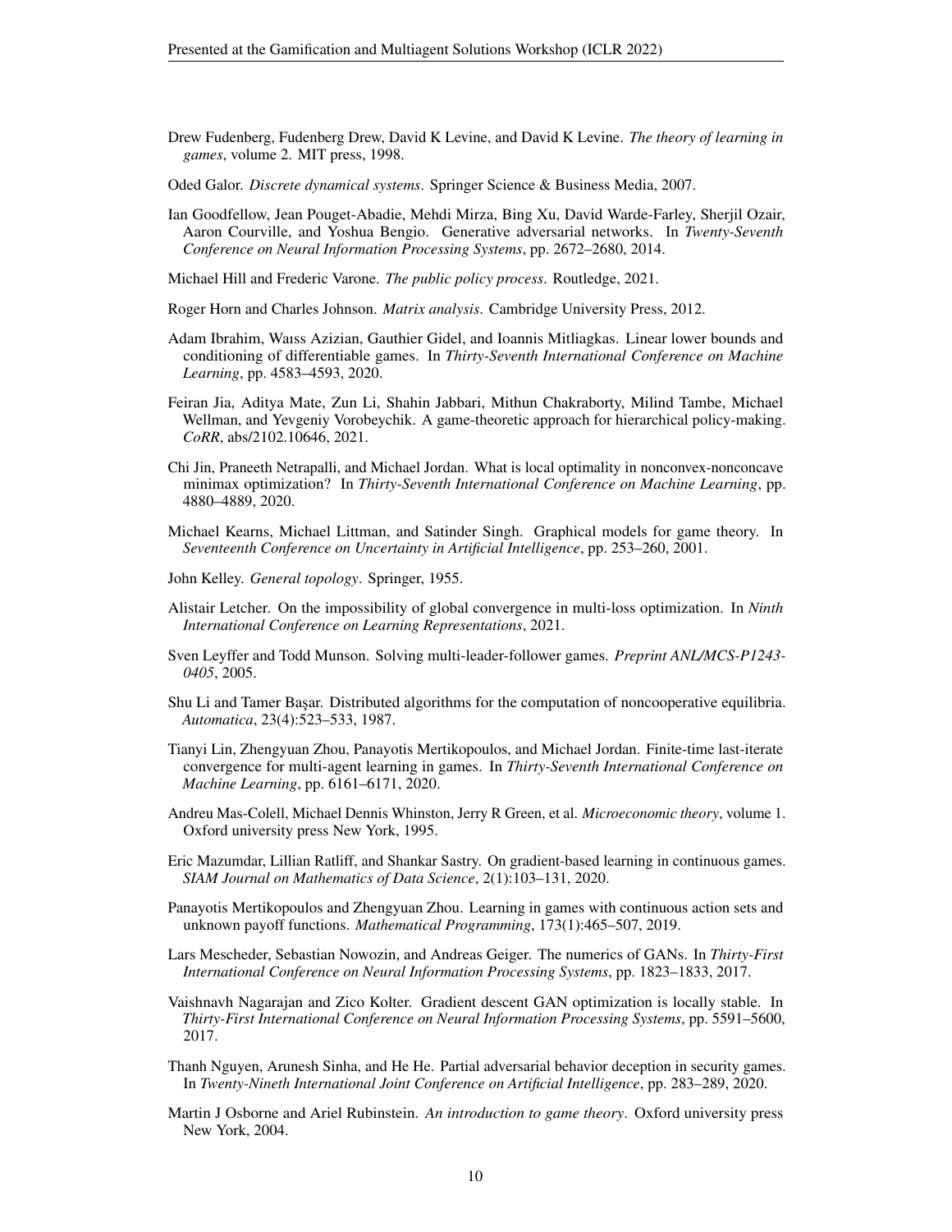Drew Fudenberg, Fudenberg Drew, David K Levine, and David K Levine. *The theory of learning in games*, volume 2. MIT press, 1998.

Oded Galor. *Discrete dynamical systems*. Springer Science & Business Media, 2007.

Ian Goodfellow, Jean Pouget-Abadie, Mehdi Mirza, Bing Xu, David Warde-Farley, Sherjil Ozair, Aaron Courville, and Yoshua Bengio. Generative adversarial networks. In *Twenty-Seventh Conference on Neural Information Processing Systems*, pp. 2672–2680, 2014.

Michael Hill and Frederic Varone. *The public policy process*. Routledge, 2021.

Roger Horn and Charles Johnson. *Matrix analysis*. Cambridge University Press, 2012.

Adam Ibrahim, Waıss Azizian, Gauthier Gidel, and Ioannis Mitliagkas. Linear lower bounds and conditioning of differentiable games. In *Thirty-Seventh International Conference on Machine Learning*, pp. 4583–4593, 2020.

Feiran Jia, Aditya Mate, Zun Li, Shahin Jabbari, Mithun Chakraborty, Milind Tambe, Michael Wellman, and Yevgeniy Vorobeychik. A game-theoretic approach for hierarchical policy-making. *CoRR*, abs/2102.10646, 2021.

Chi Jin, Praneeth Netrapalli, and Michael Jordan. What is local optimality in nonconvex-nonconcave minimax optimization? In *Thirty-Seventh International Conference on Machine Learning*, pp. 4880–4889, 2020.

Michael Kearns, Michael Littman, and Satinder Singh. Graphical models for game theory. In *Seventeenth Conference on Uncertainty in Artificial Intelligence*, pp. 253–260, 2001.

John Kelley. *General topology*. Springer, 1955.

Alistair Letcher. On the impossibility of global convergence in multi-loss optimization. In *Ninth International Conference on Learning Representations*, 2021.

Sven Leyffer and Todd Munson. Solving multi-leader-follower games. *Preprint ANL/MCS-P1243-0405*, 2005.

Shu Li and Tamer Başar. Distributed algorithms for the computation of noncooperative equilibria. *Automatica*, 23(4):523–533, 1987.

Tianyi Lin, Zhengyuan Zhou, Panayotis Mertikopoulos, and Michael Jordan. Finite-time last-iterate convergence for multi-agent learning in games. In *Thirty-Seventh International Conference on Machine Learning*, pp. 6161–6171, 2020.

Andreu Mas-Colell, Michael Dennis Whinston, Jerry R Green, et al. *Microeconomic theory*, volume 1. Oxford university press New York, 1995.

Eric Mazumdar, Lillian Ratliff, and Shankar Sastry. On gradient-based learning in continuous games. *SIAM Journal on Mathematics of Data Science*, 2(1):103–131, 2020.

Panayotis Mertikopoulos and Zhengyuan Zhou. Learning in games with continuous action sets and unknown payoff functions. *Mathematical Programming*, 173(1):465–507, 2019.

Lars Mescheder, Sebastian Nowozin, and Andreas Geiger. The numerics of GANs. In *Thirty-First International Conference on Neural Information Processing Systems*, pp. 1823–1833, 2017.

Vaishnavh Nagarajan and Zico Kolter. Gradient descent GAN optimization is locally stable. In *Thirty-First International Conference on Neural Information Processing Systems*, pp. 5591–5600, 2017.

Thanh Nguyen, Arunesh Sinha, and He He. Partial adversarial behavior deception in security games. In *Twenty-Nineth International Joint Conference on Artificial Intelligence*, pp. 283–289, 2020.

Martin J Osborne and Ariel Rubinstein. *An introduction to game theory*. Oxford university press New York, 2004.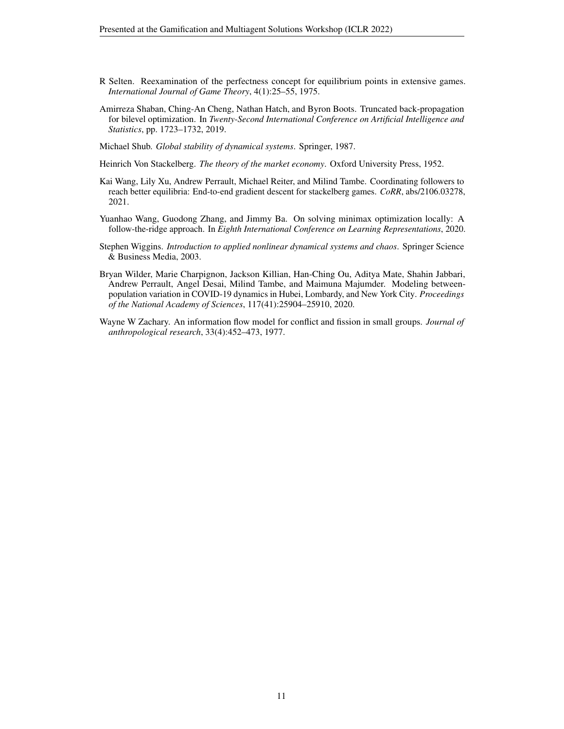R Selten. Reexamination of the perfectness concept for equilibrium points in extensive games. *International Journal of Game Theory*, 4(1):25–55, 1975.

Amirreza Shaban, Ching-An Cheng, Nathan Hatch, and Byron Boots. Truncated back-propagation for bilevel optimization. In *Twenty-Second International Conference on Artificial Intelligence and Statistics*, pp. 1723–1732, 2019.

Michael Shub. *Global stability of dynamical systems*. Springer, 1987.

Heinrich Von Stackelberg. *The theory of the market economy*. Oxford University Press, 1952.

Kai Wang, Lily Xu, Andrew Perrault, Michael Reiter, and Milind Tambe. Coordinating followers to reach better equilibria: End-to-end gradient descent for stackelberg games. *CoRR*, abs/2106.03278, 2021.

Yuanhao Wang, Guodong Zhang, and Jimmy Ba. On solving minimax optimization locally: A follow-the-ridge approach. In *Eighth International Conference on Learning Representations*, 2020.

Stephen Wiggins. *Introduction to applied nonlinear dynamical systems and chaos*. Springer Science & Business Media, 2003.

Bryan Wilder, Marie Charpignon, Jackson Killian, Han-Ching Ou, Aditya Mate, Shahin Jabbari, Andrew Perrault, Angel Desai, Milind Tambe, and Maimuna Majumder. Modeling between-population variation in COVID-19 dynamics in Hubei, Lombardy, and New York City. *Proceedings of the National Academy of Sciences*, 117(41):25904–25910, 2020.

Wayne W Zachary. An information flow model for conflict and fission in small groups. *Journal of anthropological research*, 33(4):452–473, 1977.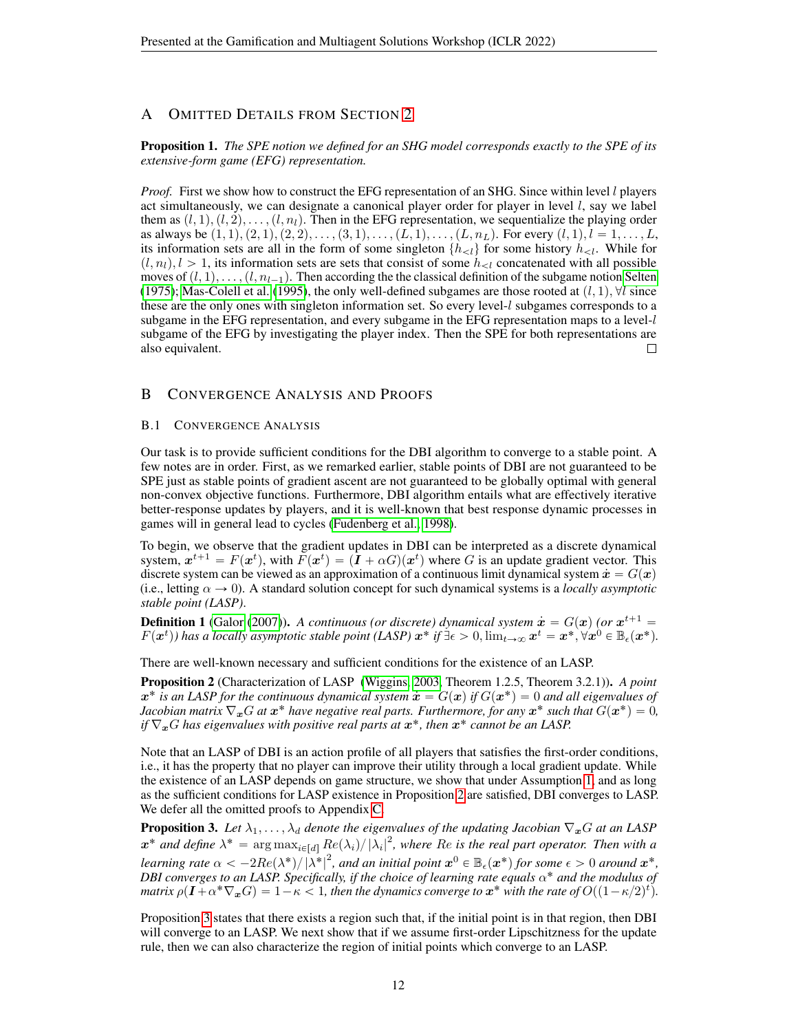## A Omitted Details from Section 2

**Proposition 1.** *The SPE notion we defined for an SHG model corresponds exactly to the SPE of its extensive-form game (EFG) representation.*

*Proof.* First we show how to construct the EFG representation of an SHG. Since within level $l$ players act simultaneously, we can designate a canonical player order for player in level $l$, say we label them as $(l, 1), (l, 2), \ldots, (l, n_l)$. Then in the EFG representation, we sequentialize the playing order as always be $(1, 1), (2, 1), (2, 2), \ldots, (3, 1), \ldots, (L, 1), \ldots, (L, n_L)$. For every $(l, 1), l = 1, \ldots, L$, its information sets are all in the form of some singleton $\{h_{<l}\}$ for some history $h_{<l}$. While for $(l, n_l), l > 1$, its information sets are sets that consist of some $h_{<l}$ concatenated with all possible moves of $(l, 1), \ldots, (l, n_{l-1})$. Then according the the classical definition of the subgame notion Selten (1975); Mas-Colell et al. (1995), the only well-defined subgames are those rooted at $(l, 1), \forall l$ since these are the only ones with singleton information set. So every level-$l$ subgames corresponds to a subgame in the EFG representation, and every subgame in the EFG representation maps to a level-$l$ subgame of the EFG by investigating the player index. Then the SPE for both representations are also equivalent. □

## B Convergence Analysis and Proofs

### B.1 Convergence Analysis

Our task is to provide sufficient conditions for the DBI algorithm to converge to a stable point. A few notes are in order. First, as we remarked earlier, stable points of DBI are not guaranteed to be SPE just as stable points of gradient ascent are not guaranteed to be globally optimal with general non-convex objective functions. Furthermore, DBI algorithm entails what are effectively iterative better-response updates by players, and it is well-known that best response dynamic processes in games will in general lead to cycles (Fudenberg et al., 1998).

To begin, we observe that the gradient updates in DBI can be interpreted as a discrete dynamical system, $\boldsymbol{x}^{t+1} = F(\boldsymbol{x}^t)$, with $F(\boldsymbol{x}^t) = (\boldsymbol{I} + \alpha G)(\boldsymbol{x}^t)$ where $G$ is an update gradient vector. This discrete system can be viewed as an approximation of a continuous limit dynamical system $\dot{\boldsymbol{x}} = G(\boldsymbol{x})$ (i.e., letting $\alpha \to 0$). A standard solution concept for such dynamical systems is a *locally asymptotic stable point (LASP)*.

**Definition 1** (Galor (2007))**.** *A continuous (or discrete) dynamical system $\dot{\boldsymbol{x}} = G(\boldsymbol{x})$ (or $\boldsymbol{x}^{t+1} = F(\boldsymbol{x}^t)$) has a locally asymptotic stable point (LASP) $\boldsymbol{x}^*$ if $\exists \epsilon > 0, \lim_{t \to \infty} \boldsymbol{x}^t = \boldsymbol{x}^*, \forall \boldsymbol{x}^0 \in \mathbb{B}_\epsilon(\boldsymbol{x}^*)$.*

There are well-known necessary and sufficient conditions for the existence of an LASP.

**Proposition 2** (Characterization of LASP (Wiggins, 2003, Theorem 1.2.5, Theorem 3.2.1))**.** *A point $\boldsymbol{x}^*$ is an LASP for the continuous dynamical system $\dot{\boldsymbol{x}} = G(\boldsymbol{x})$ if $G(\boldsymbol{x}^*) = 0$ and all eigenvalues of Jacobian matrix $\nabla_{\boldsymbol{x}} G$ at $\boldsymbol{x}^*$ have negative real parts. Furthermore, for any $\boldsymbol{x}^*$ such that $G(\boldsymbol{x}^*) = 0$, if $\nabla_{\boldsymbol{x}} G$ has eigenvalues with positive real parts at $\boldsymbol{x}^*$, then $\boldsymbol{x}^*$ cannot be an LASP.*

Note that an LASP of DBI is an action profile of all players that satisfies the first-order conditions, i.e., it has the property that no player can improve their utility through a local gradient update. While the existence of an LASP depends on game structure, we show that under Assumption 1, and as long as the sufficient conditions for LASP existence in Proposition 2 are satisfied, DBI converges to LASP. We defer all the omitted proofs to Appendix C.

**Proposition 3.** *Let $\lambda_1, \ldots, \lambda_d$ denote the eigenvalues of the updating Jacobian $\nabla_{\boldsymbol{x}} G$ at an LASP $\boldsymbol{x}^*$ and define $\lambda^* = \arg\max_{i \in [d]} Re(\lambda_i)/|\lambda_i|^2$, where $Re$ is the real part operator. Then with a learning rate $\alpha < -2Re(\lambda^*)/|\lambda^*|^2$, and an initial point $\boldsymbol{x}^0 \in \mathbb{B}_\epsilon(\boldsymbol{x}^*)$ for some $\epsilon > 0$ around $\boldsymbol{x}^*$, DBI converges to an LASP. Specifically, if the choice of learning rate equals $\alpha^*$ and the modulus of matrix $\rho(\boldsymbol{I} + \alpha^* \nabla_{\boldsymbol{x}} G) = 1 - \kappa < 1$, then the dynamics converge to $\boldsymbol{x}^*$ with the rate of $O((1 - \kappa/2)^t)$.*

Proposition 3 states that there exists a region such that, if the initial point is in that region, then DBI will converge to an LASP. We next show that if we assume first-order Lipschitzness for the update rule, then we can also characterize the region of initial points which converge to an LASP.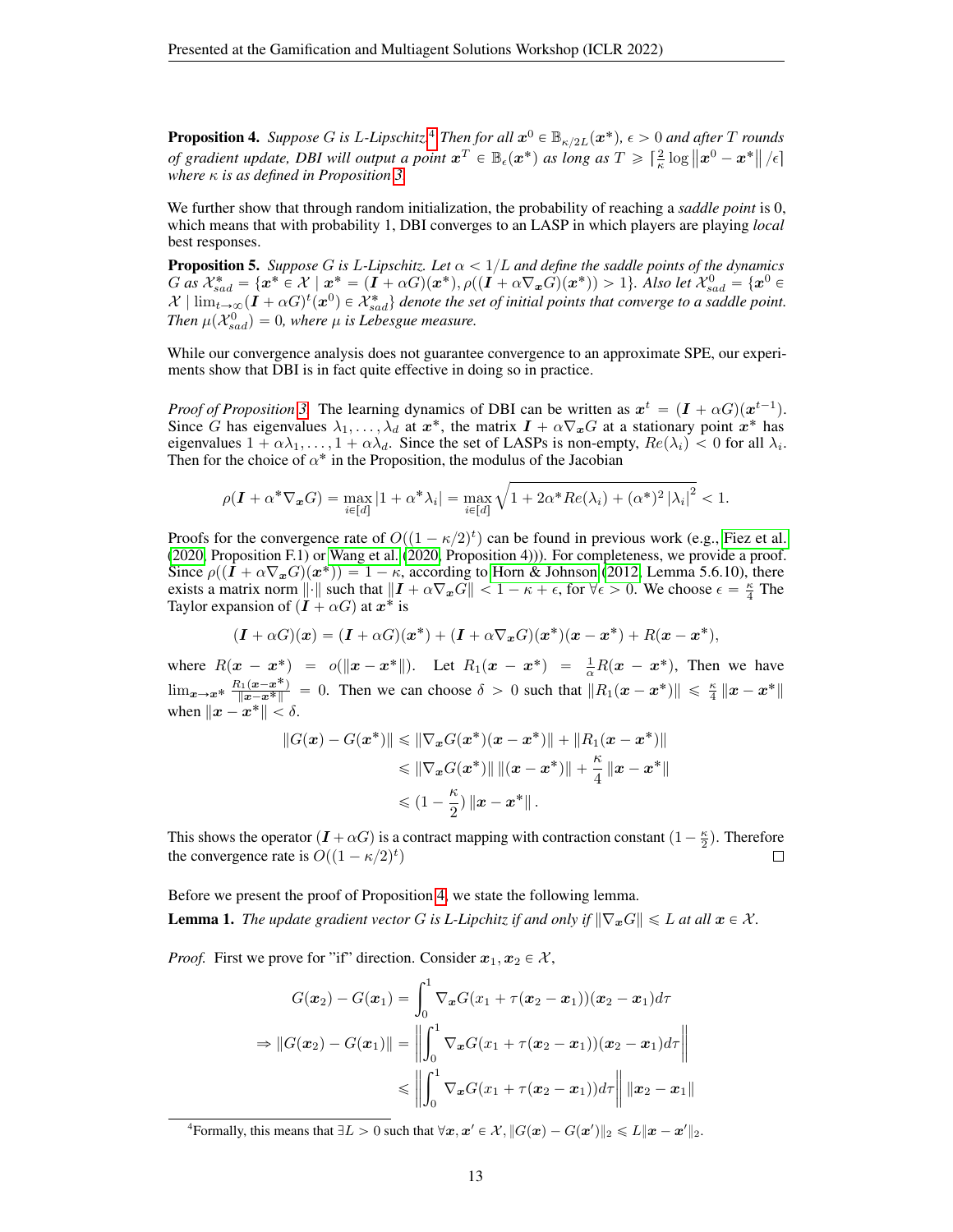**Proposition 4.** *Suppose $G$ is L-Lipschitz.*[4] *Then for all $\boldsymbol{x}^0 \in \mathbb{B}_{\kappa/2L}(\boldsymbol{x}^*)$, $\epsilon > 0$ and after $T$ rounds of gradient update, DBI will output a point $\boldsymbol{x}^T \in \mathbb{B}_{\epsilon}(\boldsymbol{x}^*)$ as long as $T \geqslant \lceil \frac{2}{\kappa} \log \|\boldsymbol{x}^0 - \boldsymbol{x}^*\| / \epsilon \rceil$ where $\kappa$ is as defined in Proposition 3.*

We further show that through random initialization, the probability of reaching a *saddle point* is 0, which means that with probability 1, DBI converges to an LASP in which players are playing *local* best responses.

**Proposition 5.** *Suppose $G$ is L-Lipschitz. Let $\alpha < 1/L$ and define the saddle points of the dynamics $G$ as $\mathcal{X}^*_{sad} = \{\boldsymbol{x}^* \in \mathcal{X} \mid \boldsymbol{x}^* = (\boldsymbol{I} + \alpha G)(\boldsymbol{x}^*), \rho((\boldsymbol{I} + \alpha \nabla_{\boldsymbol{x}} G)(\boldsymbol{x}^*)) > 1\}$. Also let $\mathcal{X}^0_{sad} = \{\boldsymbol{x}^0 \in \mathcal{X} \mid \lim_{t\to\infty} (\boldsymbol{I} + \alpha G)^t(\boldsymbol{x}^0) \in \mathcal{X}^*_{sad}\}$ denote the set of initial points that converge to a saddle point. Then $\mu(\mathcal{X}^0_{sad}) = 0$, where $\mu$ is Lebesgue measure.*

While our convergence analysis does not guarantee convergence to an approximate SPE, our experiments show that DBI is in fact quite effective in doing so in practice.

*Proof of Proposition 3.* The learning dynamics of DBI can be written as $\boldsymbol{x}^t = (\boldsymbol{I} + \alpha G)(\boldsymbol{x}^{t-1})$. Since $G$ has eigenvalues $\lambda_1, \ldots, \lambda_d$ at $\boldsymbol{x}^*$, the matrix $\boldsymbol{I} + \alpha \nabla_{\boldsymbol{x}} G$ at a stationary point $\boldsymbol{x}^*$ has eigenvalues $1 + \alpha\lambda_1, \ldots, 1 + \alpha\lambda_d$. Since the set of LASPs is non-empty, $Re(\lambda_i) < 0$ for all $\lambda_i$. Then for the choice of $\alpha^*$ in the Proposition, the modulus of the Jacobian

$$\rho(\boldsymbol{I} + \alpha^* \nabla_{\boldsymbol{x}} G) = \max_{i \in [d]} |1 + \alpha^* \lambda_i| = \max_{i \in [d]} \sqrt{1 + 2\alpha^* Re(\lambda_i) + (\alpha^*)^2 |\lambda_i|^2} < 1.$$

Proofs for the convergence rate of $O((1 - \kappa/2)^t)$ can be found in previous work (e.g., Fiez et al. (2020, Proposition F.1) or Wang et al. (2020, Proposition 4))). For completeness, we provide a proof. Since $\rho((\boldsymbol{I} + \alpha \nabla_{\boldsymbol{x}} G)(\boldsymbol{x}^*)) = 1 - \kappa$, according to Horn & Johnson (2012, Lemma 5.6.10), there exists a matrix norm $\|\cdot\|$ such that $\|\boldsymbol{I} + \alpha \nabla_{\boldsymbol{x}} G\| < 1 - \kappa + \epsilon$, for $\forall \epsilon > 0$. We choose $\epsilon = \frac{\kappa}{4}$ The Taylor expansion of $(\boldsymbol{I} + \alpha G)$ at $\boldsymbol{x}^*$ is

$$(\boldsymbol{I} + \alpha G)(\boldsymbol{x}) = (\boldsymbol{I} + \alpha G)(\boldsymbol{x}^*) + (\boldsymbol{I} + \alpha \nabla_{\boldsymbol{x}} G)(\boldsymbol{x}^*)(\boldsymbol{x} - \boldsymbol{x}^*) + R(\boldsymbol{x} - \boldsymbol{x}^*),$$

where $R(\boldsymbol{x} - \boldsymbol{x}^*) = o(\|\boldsymbol{x} - \boldsymbol{x}^*\|)$. Let $R_1(\boldsymbol{x} - \boldsymbol{x}^*) = \frac{1}{\alpha} R(\boldsymbol{x} - \boldsymbol{x}^*)$, Then we have $\lim_{\boldsymbol{x} \to \boldsymbol{x}^*} \frac{R_1(\boldsymbol{x} - \boldsymbol{x}^*)}{\|\boldsymbol{x} - \boldsymbol{x}^*\|} = 0$. Then we can choose $\delta > 0$ such that $\|R_1(\boldsymbol{x} - \boldsymbol{x}^*)\| \leqslant \frac{\kappa}{4} \|\boldsymbol{x} - \boldsymbol{x}^*\|$ when $\|\boldsymbol{x} - \boldsymbol{x}^*\| < \delta$.

$$\begin{aligned}
\|G(\boldsymbol{x}) - G(\boldsymbol{x}^*)\| &\leqslant \|\nabla_{\boldsymbol{x}} G(\boldsymbol{x}^*)(\boldsymbol{x} - \boldsymbol{x}^*)\| + \|R_1(\boldsymbol{x} - \boldsymbol{x}^*)\| \\
&\leqslant \|\nabla_{\boldsymbol{x}} G(\boldsymbol{x}^*)\| \|(\boldsymbol{x} - \boldsymbol{x}^*)\| + \frac{\kappa}{4} \|\boldsymbol{x} - \boldsymbol{x}^*\| \\
&\leqslant (1 - \frac{\kappa}{2}) \|\boldsymbol{x} - \boldsymbol{x}^*\|.
\end{aligned}$$

This shows the operator $(\boldsymbol{I} + \alpha G)$ is a contract mapping with contraction constant $(1 - \frac{\kappa}{2})$. Therefore the convergence rate is $O((1 - \kappa/2)^t)$ $\square$

Before we present the proof of Proposition 4, we state the following lemma.

**Lemma 1.** *The update gradient vector $G$ is L-Lipchitz if and only if $\|\nabla_{\boldsymbol{x}} G\| \leqslant L$ at all $\boldsymbol{x} \in \mathcal{X}$.*

*Proof.* First we prove for "if" direction. Consider $\boldsymbol{x}_1, \boldsymbol{x}_2 \in \mathcal{X}$,

$$\begin{aligned}
G(\boldsymbol{x}_2) - G(\boldsymbol{x}_1) &= \int_0^1 \nabla_{\boldsymbol{x}} G(x_1 + \tau(\boldsymbol{x}_2 - \boldsymbol{x}_1))(\boldsymbol{x}_2 - \boldsymbol{x}_1) d\tau \\
\Rightarrow \|G(\boldsymbol{x}_2) - G(\boldsymbol{x}_1)\| &= \left\| \int_0^1 \nabla_{\boldsymbol{x}} G(x_1 + \tau(\boldsymbol{x}_2 - \boldsymbol{x}_1))(\boldsymbol{x}_2 - \boldsymbol{x}_1) d\tau \right\| \\
&\leqslant \left\| \int_0^1 \nabla_{\boldsymbol{x}} G(x_1 + \tau(\boldsymbol{x}_2 - \boldsymbol{x}_1)) d\tau \right\| \|\boldsymbol{x}_2 - \boldsymbol{x}_1\|
\end{aligned}$$

[4] Formally, this means that $\exists L > 0$ such that $\forall \boldsymbol{x}, \boldsymbol{x}' \in \mathcal{X}, \|G(\boldsymbol{x}) - G(\boldsymbol{x}')\|_2 \leqslant L\|\boldsymbol{x} - \boldsymbol{x}'\|_2$.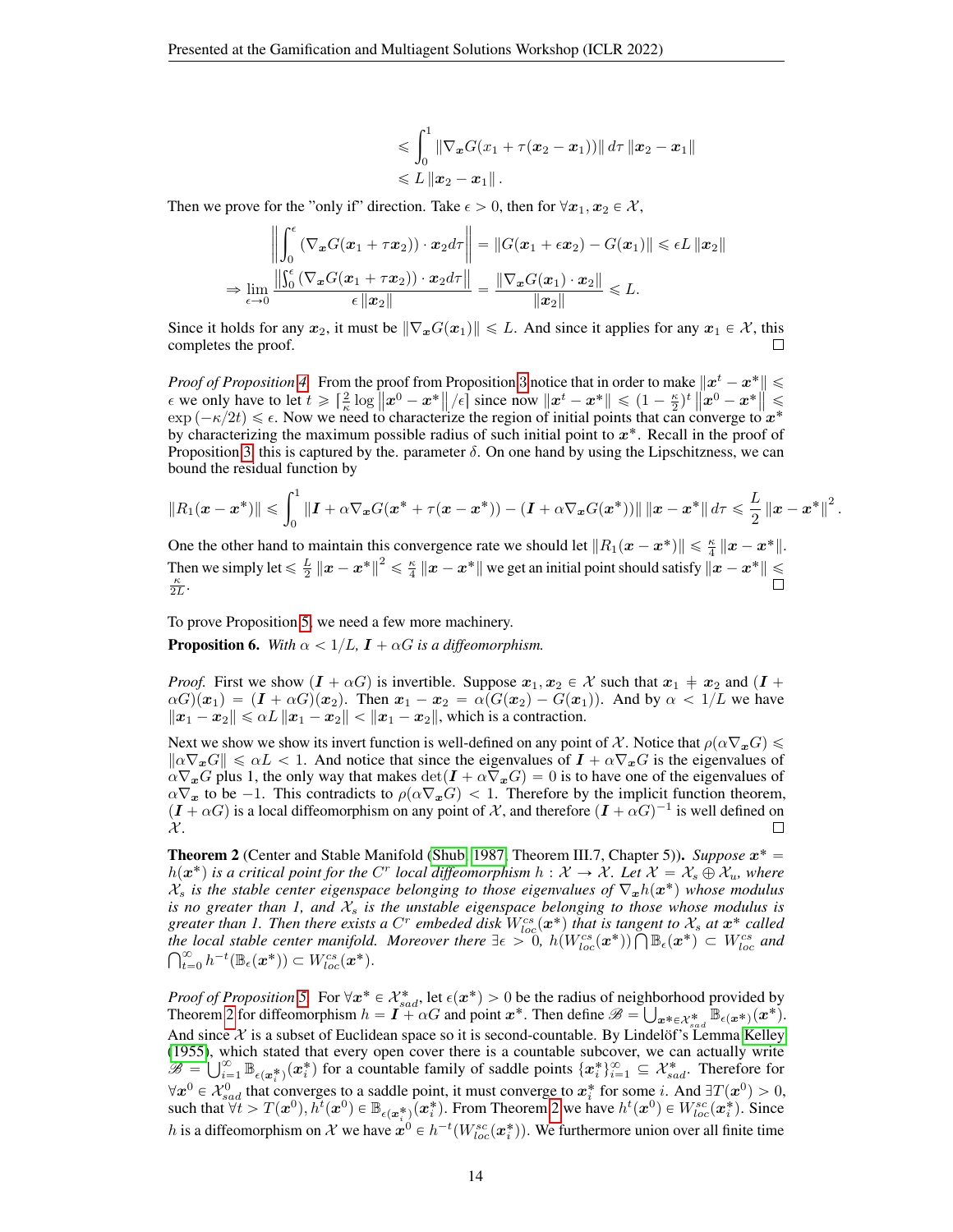$$
\begin{aligned}
&\leqslant \int_0^1 \|\nabla_{\boldsymbol{x}} G(x_1 + \tau(\boldsymbol{x}_2 - \boldsymbol{x}_1))\| \, d\tau \, \|\boldsymbol{x}_2 - \boldsymbol{x}_1\| \\
&\leqslant L \|\boldsymbol{x}_2 - \boldsymbol{x}_1\| .
\end{aligned}
$$

Then we prove for the "only if" direction. Take $\epsilon > 0$, then for $\forall \boldsymbol{x}_1, \boldsymbol{x}_2 \in \mathcal{X}$,

$$
\left\| \int_0^\epsilon \left(\nabla_{\boldsymbol{x}} G(\boldsymbol{x}_1 + \tau \boldsymbol{x}_2)\right) \cdot \boldsymbol{x}_2 d\tau \right\| = \|G(\boldsymbol{x}_1 + \epsilon \boldsymbol{x}_2) - G(\boldsymbol{x}_1)\| \leqslant \epsilon L \|\boldsymbol{x}_2\|
$$

$$
\Rightarrow \lim_{\epsilon \to 0} \frac{\left\| \int_0^\epsilon \left(\nabla_{\boldsymbol{x}} G(\boldsymbol{x}_1 + \tau \boldsymbol{x}_2)\right) \cdot \boldsymbol{x}_2 d\tau \right\|}{\epsilon \|\boldsymbol{x}_2\|} = \frac{\|\nabla_{\boldsymbol{x}} G(\boldsymbol{x}_1) \cdot \boldsymbol{x}_2\|}{\|\boldsymbol{x}_2\|} \leqslant L.
$$

Since it holds for any $\boldsymbol{x}_2$, it must be $\|\nabla_{\boldsymbol{x}} G(\boldsymbol{x}_1)\| \leqslant L$. And since it applies for any $\boldsymbol{x}_1 \in \mathcal{X}$, this completes the proof. □

*Proof of Proposition 4.* From the proof from Proposition 3 notice that in order to make $\|\boldsymbol{x}^t - \boldsymbol{x}^*\| \leqslant \epsilon$ we only have to let $t \geqslant \lceil \frac{2}{\kappa} \log \|\boldsymbol{x}^0 - \boldsymbol{x}^*\| / \epsilon \rceil$ since now $\|\boldsymbol{x}^t - \boldsymbol{x}^*\| \leqslant (1 - \frac{\kappa}{2})^t \|\boldsymbol{x}^0 - \boldsymbol{x}^*\| \leqslant \exp(-\kappa/2t) \leqslant \epsilon$. Now we need to characterize the region of initial points that can converge to $\boldsymbol{x}^*$ by characterizing the maximum possible radius of such initial point to $\boldsymbol{x}^*$. Recall in the proof of Proposition 3, this is captured by the. parameter $\delta$. On one hand by using the Lipschitzness, we can bound the residual function by

$$
\|R_1(\boldsymbol{x} - \boldsymbol{x}^*)\| \leqslant \int_0^1 \|\boldsymbol{I} + \alpha \nabla_{\boldsymbol{x}} G(\boldsymbol{x}^* + \tau(\boldsymbol{x} - \boldsymbol{x}^*)) - (\boldsymbol{I} + \alpha \nabla_{\boldsymbol{x}} G(\boldsymbol{x}^*))\| \|\boldsymbol{x} - \boldsymbol{x}^*\| \, d\tau \leqslant \frac{L}{2} \|\boldsymbol{x} - \boldsymbol{x}^*\|^2 .
$$

One the other hand to maintain this convergence rate we should let $\|R_1(\boldsymbol{x} - \boldsymbol{x}^*)\| \leqslant \frac{\kappa}{4} \|\boldsymbol{x} - \boldsymbol{x}^*\|$. Then we simply let $\leqslant \frac{L}{2} \|\boldsymbol{x} - \boldsymbol{x}^*\|^2 \leqslant \frac{\kappa}{4} \|\boldsymbol{x} - \boldsymbol{x}^*\|$ we get an initial point should satisfy $\|\boldsymbol{x} - \boldsymbol{x}^*\| \leqslant \frac{\kappa}{2L}$. □

To prove Proposition 5, we need a few more machinery.

**Proposition 6.** *With $\alpha < 1/L$, $\boldsymbol{I} + \alpha G$ is a diffeomorphism.*

*Proof.* First we show $(\boldsymbol{I} + \alpha G)$ is invertible. Suppose $\boldsymbol{x}_1, \boldsymbol{x}_2 \in \mathcal{X}$ such that $\boldsymbol{x}_1 \neq \boldsymbol{x}_2$ and $(\boldsymbol{I} + \alpha G)(\boldsymbol{x}_1) = (\boldsymbol{I} + \alpha G)(\boldsymbol{x}_2)$. Then $\boldsymbol{x}_1 - \boldsymbol{x}_2 = \alpha(G(\boldsymbol{x}_2) - G(\boldsymbol{x}_1))$. And by $\alpha < 1/L$ we have $\|\boldsymbol{x}_1 - \boldsymbol{x}_2\| \leqslant \alpha L \|\boldsymbol{x}_1 - \boldsymbol{x}_2\| < \|\boldsymbol{x}_1 - \boldsymbol{x}_2\|$, which is a contraction.

Next we show we show its invert function is well-defined on any point of $\mathcal{X}$. Notice that $\rho(\alpha \nabla_{\boldsymbol{x}} G) \leqslant \|\alpha \nabla_{\boldsymbol{x}} G\| \leqslant \alpha L < 1$. And notice that since the eigenvalues of $\boldsymbol{I} + \alpha \nabla_{\boldsymbol{x}} G$ is the eigenvalues of $\alpha \nabla_{\boldsymbol{x}} G$ plus 1, the only way that makes $\det(\boldsymbol{I} + \alpha \nabla_{\boldsymbol{x}} G) = 0$ is to have one of the eigenvalues of $\alpha \nabla_{\boldsymbol{x}}$ to be $-1$. This contradicts to $\rho(\alpha \nabla_{\boldsymbol{x}} G) < 1$. Therefore by the implicit function theorem, $(\boldsymbol{I} + \alpha G)$ is a local diffeomorphism on any point of $\mathcal{X}$, and therefore $(\boldsymbol{I} + \alpha G)^{-1}$ is well defined on $\mathcal{X}$. □

**Theorem 2** (Center and Stable Manifold (Shub, 1987, Theorem III.7, Chapter 5)). *Suppose $\boldsymbol{x}^* = h(\boldsymbol{x}^*)$ is a critical point for the $C^r$ local diffeomorphism $h : \mathcal{X} \to \mathcal{X}$. Let $\mathcal{X} = \mathcal{X}_s \oplus \mathcal{X}_u$, where $\mathcal{X}_s$ is the stable center eigenspace belonging to those eigenvalues of $\nabla_{\boldsymbol{x}} h(\boldsymbol{x}^*)$ whose modulus is no greater than 1, and $\mathcal{X}_s$ is the unstable eigenspace belonging to those whose modulus is greater than 1. Then there exists a $C^r$ embeded disk $W_{loc}^{cs}(\boldsymbol{x}^*)$ that is tangent to $\mathcal{X}_s$ at $\boldsymbol{x}^*$ called the local stable center manifold. Moreover there $\exists \epsilon > 0$, $h(W_{loc}^{cs}(\boldsymbol{x}^*)) \bigcap \mathbb{B}_\epsilon(\boldsymbol{x}^*) \subset W_{loc}^{cs}$ and $\bigcap_{t=0}^\infty h^{-t}(\mathbb{B}_\epsilon(\boldsymbol{x}^*)) \subset W_{loc}^{cs}(\boldsymbol{x}^*)$.*

*Proof of Proposition 5.* For $\forall \boldsymbol{x}^* \in \mathcal{X}_{sad}^*$, let $\epsilon(\boldsymbol{x}^*) > 0$ be the radius of neighborhood provided by Theorem 2 for diffeomorphism $h = \boldsymbol{I} + \alpha G$ and point $\boldsymbol{x}^*$. Then define $\mathscr{B} = \bigcup_{\boldsymbol{x}^* \in \mathcal{X}_{sad}^*} \mathbb{B}_{\epsilon(\boldsymbol{x}^*)}(\boldsymbol{x}^*)$. And since $\mathcal{X}$ is a subset of Euclidean space so it is second-countable. By Lindelöf's Lemma Kelley (1955), which stated that every open cover there is a countable subcover, we can actually write $\mathscr{B} = \bigcup_{i=1}^\infty \mathbb{B}_{\epsilon(\boldsymbol{x}_i^*)}(\boldsymbol{x}_i^*)$ for a countable family of saddle points $\{\boldsymbol{x}_i^*\}_{i=1}^\infty \subseteq \mathcal{X}_{sad}^*$. Therefore for $\forall \boldsymbol{x}^0 \in \mathcal{X}_{sad}^0$ that converges to a saddle point, it must converge to $\boldsymbol{x}_i^*$ for some $i$. And $\exists T(\boldsymbol{x}^0) > 0$, such that $\forall t > T(\boldsymbol{x}^0)$, $h^t(\boldsymbol{x}^0) \in \mathbb{B}_{\epsilon(\boldsymbol{x}_i^*)}(\boldsymbol{x}_i^*)$. From Theorem 2 we have $h^t(\boldsymbol{x}^0) \in W_{loc}^{sc}(\boldsymbol{x}_i^*)$. Since $h$ is a diffeomorphism on $\mathcal{X}$ we have $\boldsymbol{x}^0 \in h^{-t}(W_{loc}^{sc}(\boldsymbol{x}_i^*))$. We furthermore union over all finite time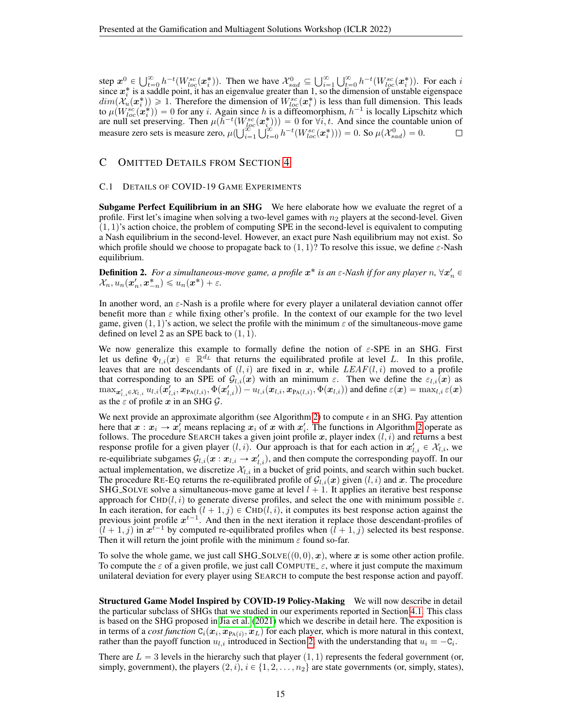step $\boldsymbol{x}^0 \in \bigcup_{t=0}^{\infty} h^{-t}(W^{sc}_{loc}(\boldsymbol{x}^*_i))$. Then we have $\mathcal{X}^0_{sad} \subseteq \bigcup_{i=1}^{\infty} \bigcup_{t=0}^{\infty} h^{-t}(W^{sc}_{loc}(\boldsymbol{x}^*_i))$. For each $i$ since $\boldsymbol{x}^*_i$ is a saddle point, it has an eigenvalue greater than 1, so the dimension of unstable eigenspace $dim(\mathcal{X}_u(\boldsymbol{x}^*_i)) \geqslant 1$. Therefore the dimension of $W^{sc}_{loc}(\boldsymbol{x}^*_i)$ is less than full dimension. This leads to $\mu(W^{sc}_{loc}(\boldsymbol{x}^*_i)) = 0$ for any $i$. Again since $h$ is a diffeomorphism, $h^{-1}$ is locally Lipschitz which are null set preserving. Then $\mu(h^{-t}(W^{sc}_{loc}(\boldsymbol{x}^*_i))) = 0$ for $\forall i, t$. And since the countable union of measure zero sets is measure zero, $\mu(\bigcup_{i=1}^{\infty} \bigcup_{t=0}^{\infty} h^{-t}(W^{sc}_{loc}(\boldsymbol{x}^*_i))) = 0$. So $\mu(\mathcal{X}^0_{sad}) = 0$. □

## C Omitted Details from Section 4

### C.1 Details of COVID-19 Game Experiments

**Subgame Perfect Equilibrium in an SHG** We here elaborate how we evaluate the regret of a profile. First let's imagine when solving a two-level games with $n_2$ players at the second-level. Given $(1, 1)$'s action choice, the problem of computing SPE in the second-level is equivalent to computing a Nash equilibrium in the second-level. However, an exact pure Nash equilibrium may not exist. So which profile should we choose to propagate back to $(1, 1)$? To resolve this issue, we define $\varepsilon$-Nash equilibrium.

**Definition 2.** *For a simultaneous-move game, a profile $\boldsymbol{x}^*$ is an $\varepsilon$-Nash if for any player $n$, $\forall \boldsymbol{x}'_n \in \mathcal{X}_n, u_n(\boldsymbol{x}'_n, \boldsymbol{x}^*_{-n}) \leqslant u_n(\boldsymbol{x}^*) + \varepsilon$.*

In another word, an $\varepsilon$-Nash is a profile where for every player a unilateral deviation cannot offer benefit more than $\varepsilon$ while fixing other's profile. In the context of our example for the two level game, given $(1, 1)$'s action, we select the profile with the minimum $\varepsilon$ of the simultaneous-move game defined on level 2 as an SPE back to $(1, 1)$.

We now generalize this example to formally define the notion of $\varepsilon$-SPE in an SHG. First let us define $\Phi_{l,i}(\boldsymbol{x}) \in \mathbb{R}^{d_L}$ that returns the equilibrated profile at level $L$. In this profile, leaves that are not descendants of $(l, i)$ are fixed in $\boldsymbol{x}$, while $LEAF(l, i)$ moved to a profile that corresponding to an SPE of $\mathcal{G}_{l,i}(\boldsymbol{x})$ with an minimum $\varepsilon$. Then we define the $\varepsilon_{l,i}(\boldsymbol{x})$ as $\max_{\boldsymbol{x}'_{l,i} \in \mathcal{X}_{l,i}} u_{l,i}(\boldsymbol{x}'_{l,i}, \boldsymbol{x}_{\text{PA}(l,i)}, \Phi(\boldsymbol{x}'_{l,i})) - u_{l,i}(\boldsymbol{x}_{l,i}, \boldsymbol{x}_{\text{PA}(l,i)}, \Phi(\boldsymbol{x}_{l,i}))$ and define $\varepsilon(\boldsymbol{x}) = \max_{l,i} \varepsilon(\boldsymbol{x})$ as the $\varepsilon$ of profile $\boldsymbol{x}$ in an SHG $\mathcal{G}$.

We next provide an approximate algorithm (see Algorithm 2) to compute $\epsilon$ in an SHG. Pay attention here that $\boldsymbol{x} : \boldsymbol{x}_i \to \boldsymbol{x}'_i$ means replacing $\boldsymbol{x}_i$ of $\boldsymbol{x}$ with $\boldsymbol{x}'_i$. The functions in Algorithm 2 operate as follows. The procedure Search takes a given joint profile $\boldsymbol{x}$, player index $(l, i)$ and returns a best response profile for a given player $(l, i)$. Our approach is that for each action in $\boldsymbol{x}'_{l,i} \in \mathcal{X}_{l,i}$, we re-equilibriate subgames $\mathcal{G}_{l,i}(\boldsymbol{x} : \boldsymbol{x}_{l,i} \to \boldsymbol{x}'_{l,i})$, and then compute the corresponding payoff. In our actual implementation, we discretize $\mathcal{X}_{l,i}$ in a bucket of grid points, and search within such bucket. The procedure Re-Eq returns the re-equilibrated profile of $\mathcal{G}_{l,i}(\boldsymbol{x})$ given $(l, i)$ and $\boldsymbol{x}$. The procedure SHG_Solve solve a simultaneous-move game at level $l + 1$. It applies an iterative best response approach for $\text{Chd}(l, i)$ to generate diverse profiles, and select the one with minimum possible $\varepsilon$. In each iteration, for each $(l + 1, j) \in \text{Chd}(l, i)$, it computes its best response action against the previous joint profile $\boldsymbol{x}^{t-1}$. And then in the next iteration it replace those descendant-profiles of $(l + 1, j)$ in $\boldsymbol{x}^{t-1}$ by computed re-equilibrated profiles when $(l + 1, j)$ selected its best response. Then it will return the joint profile with the minimum $\varepsilon$ found so-far.

To solve the whole game, we just call SHG_Solve$((0, 0), \boldsymbol{x})$, where $\boldsymbol{x}$ is some other action profile. To compute the $\varepsilon$ of a given profile, we just call Compute_$\varepsilon$, where it just compute the maximum unilateral deviation for every player using Search to compute the best response action and payoff.

**Structured Game Model Inspired by COVID-19 Policy-Making** We will now describe in detail the particular subclass of SHGs that we studied in our experiments reported in Section 4.1. This class is based on the SHG proposed in Jia et al. (2021) which we describe in detail here. The exposition is in terms of a *cost function* $\mathtt{C}_i(\boldsymbol{x}_i, \boldsymbol{x}_{\text{PA}(i)}, \boldsymbol{x}_L)$ for each player, which is more natural in this context, rather than the payoff function $u_{l,i}$ introduced in Section 2, with the understanding that $u_i \equiv -\mathtt{C}_i$.

There are $L = 3$ levels in the hierarchy such that player $(1, 1)$ represents the federal government (or, simply, government), the players $(2, i), i \in \{1, 2, \ldots, n_2\}$ are state governments (or, simply, states),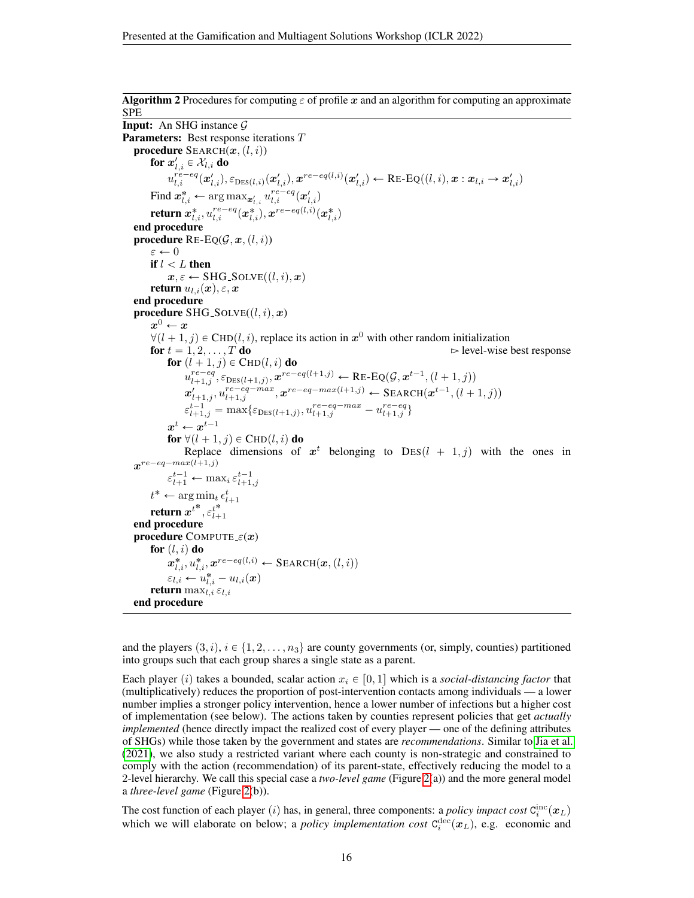**Algorithm 2** Procedures for computing $\varepsilon$ of profile $\boldsymbol{x}$ and an algorithm for computing an approximate SPE

```
Input: An SHG instance 𝒢
Parameters: Best response iterations T
  procedure SEARCH(x, (l, i))
      for x'_{l,i} ∈ 𝒳_{l,i} do
          u^{re-eq}_{l,i}(x'_{l,i}), ε_{DES(l,i)}(x'_{l,i}), x^{re-eq(l,i)}(x'_{l,i}) ← RE-EQ((l, i), x : x_{l,i} → x'_{l,i})
      Find x*_{l,i} ← argmax_{x'_{l,i}} u^{re-eq}_{l,i}(x'_{l,i})
      return x*_{l,i}, u^{re-eq}_{l,i}(x*_{l,i}), x^{re-eq(l,i)}(x*_{l,i})
  end procedure
  procedure RE-EQ(𝒢, x, (l, i))
      ε ← 0
      if l < L then
          x, ε ← SHG_SOLVE((l, i), x)
      return u_{l,i}(x), ε, x
  end procedure
  procedure SHG_SOLVE((l, i), x)
      x^0 ← x
      ∀(l + 1, j) ∈ CHD(l, i), replace its action in x^0 with other random initialization
      for t = 1, 2, ..., T do                                         ▷ level-wise best response
          for (l + 1, j) ∈ CHD(l, i) do
              u^{re-eq}_{l+1,j}, ε_{DES(l+1,j)}, x^{re-eq(l+1,j)} ← RE-EQ(𝒢, x^{t-1}, (l + 1, j))
              x'_{l+1,j}, u^{re-eq-max}_{l+1,j}, x^{re-eq-max(l+1,j)} ← SEARCH(x^{t-1}, (l + 1, j))
              ε^{t-1}_{l+1,j} = max{ε_{DES(l+1,j)}, u^{re-eq-max}_{l+1,j} − u^{re-eq}_{l+1,j}}
          x^t ← x^{t-1}
          for ∀(l + 1, j) ∈ CHD(l, i) do
              Replace dimensions of x^t belonging to DES(l + 1, j) with the ones in x^{re-eq-max(l+1,j)}
          ε^{t-1}_{l+1} ← max_i ε^{t-1}_{l+1,j}
      t* ← argmin_t ε^t_{l+1}
      return x^{t*}, ε^{t*}_{l+1}
  end procedure
  procedure COMPUTE_ε(x)
      for (l, i) do
          x*_{l,i}, u*_{l,i}, x^{re-eq(l,i)} ← SEARCH(x, (l, i))
          ε_{l,i} ← u*_{l,i} − u_{l,i}(x)
      return max_{l,i} ε_{l,i}
  end procedure
```

and the players $(3, i)$, $i \in \{1, 2, \ldots, n_3\}$ are county governments (or, simply, counties) partitioned into groups such that each group shares a single state as a parent.

Each player $(i)$ takes a bounded, scalar action $x_i \in [0, 1]$ which is a *social-distancing factor* that (multiplicatively) reduces the proportion of post-intervention contacts among individuals — a lower number implies a stronger policy intervention, hence a lower number of infections but a higher cost of implementation (see below). The actions taken by counties represent policies that get *actually implemented* (hence directly impact the realized cost of every player — one of the defining attributes of SHGs) while those taken by the government and states are *recommendations*. Similar to Jia et al. (2021), we also study a restricted variant where each county is non-strategic and constrained to comply with the action (recommendation) of its parent-state, effectively reducing the model to a 2-level hierarchy. We call this special case a *two-level game* (Figure 2(a)) and the more general model a *three-level game* (Figure 2(b)).

The cost function of each player $(i)$ has, in general, three components: a *policy impact cost* $\mathtt{C}^{\text{inc}}_i(\boldsymbol{x}_L)$ which we will elaborate on below; a *policy implementation cost* $\mathtt{C}^{\text{dec}}_i(\boldsymbol{x}_L)$, e.g. economic and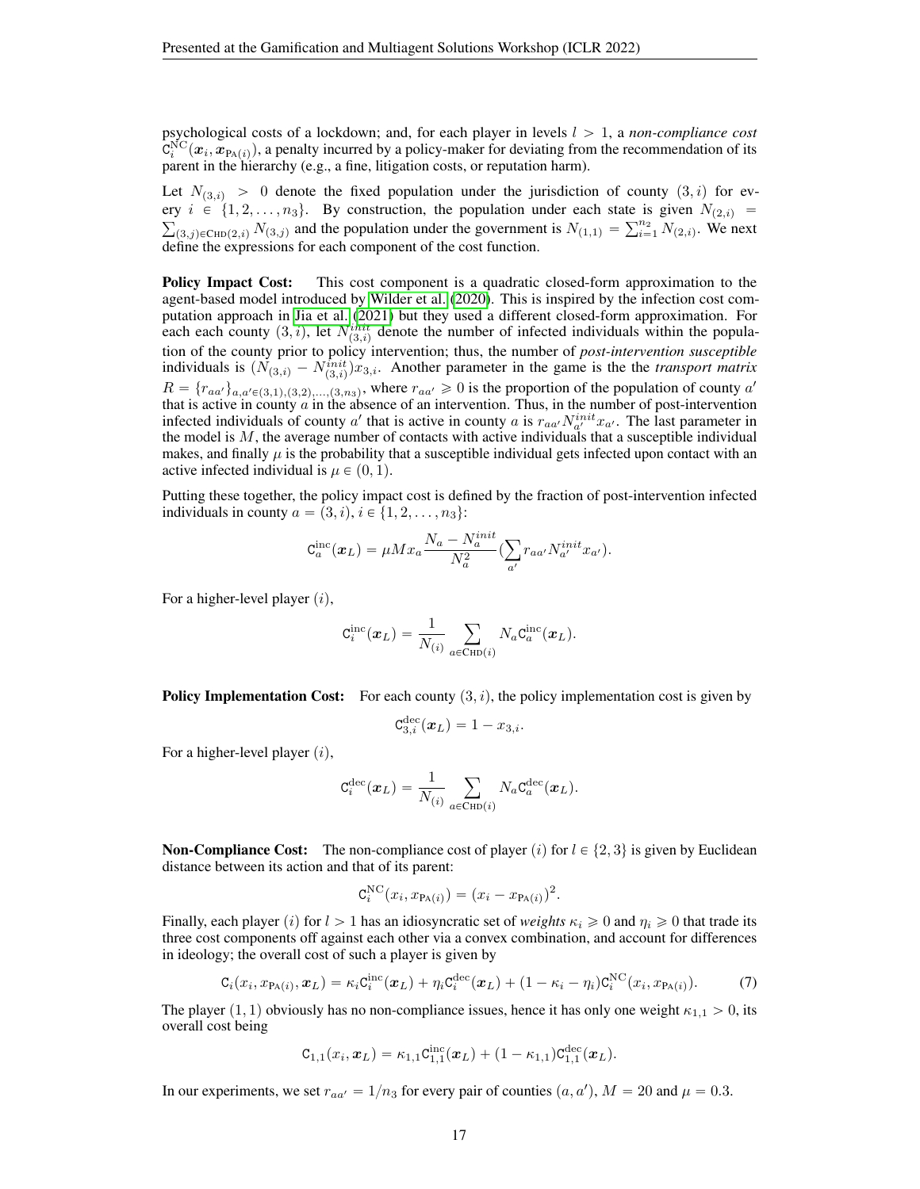psychological costs of a lockdown; and, for each player in levels $l > 1$, a *non-compliance cost* $\mathtt{C}_i^{\mathrm{NC}}(\boldsymbol{x}_i, \boldsymbol{x}_{\mathrm{PA}(i)})$, a penalty incurred by a policy-maker for deviating from the recommendation of its parent in the hierarchy (e.g., a fine, litigation costs, or reputation harm).

Let $N_{(3,i)} > 0$ denote the fixed population under the jurisdiction of county $(3, i)$ for every $i \in \{1, 2, \ldots, n_3\}$. By construction, the population under each state is given $N_{(2,i)} = \sum_{(3,j)\in\mathrm{CHD}(2,i)} N_{(3,j)}$ and the population under the government is $N_{(1,1)} = \sum_{i=1}^{n_2} N_{(2,i)}$. We next define the expressions for each component of the cost function.

**Policy Impact Cost:** This cost component is a quadratic closed-form approximation to the agent-based model introduced by Wilder et al. (2020). This is inspired by the infection cost computation approach in Jia et al. (2021) but they used a different closed-form approximation. For each each county $(3, i)$, let $N_{(3,i)}^{init}$ denote the number of infected individuals within the population of the county prior to policy intervention; thus, the number of *post-intervention susceptible* individuals is $(N_{(3,i)} - N_{(3,i)}^{init})x_{3,i}$. Another parameter in the game is the the *transport matrix* $R = \{r_{aa'}\}_{a,a'\in(3,1),(3,2),\ldots,(3,n_3)}$, where $r_{aa'} \geqslant 0$ is the proportion of the population of county $a'$ that is active in county $a$ in the absence of an intervention. Thus, in the number of post-intervention infected individuals of county $a'$ that is active in county $a$ is $r_{aa'}N_{a'}^{init}x_{a'}$. The last parameter in the model is $M$, the average number of contacts with active individuals that a susceptible individual makes, and finally $\mu$ is the probability that a susceptible individual gets infected upon contact with an active infected individual is $\mu \in (0, 1)$.

Putting these together, the policy impact cost is defined by the fraction of post-intervention infected individuals in county $a = (3, i)$, $i \in \{1, 2, \ldots, n_3\}$:

$$\mathtt{C}_a^{\mathrm{inc}}(\boldsymbol{x}_L) = \mu M x_a \frac{N_a - N_a^{init}}{N_a^2}\left(\sum_{a'} r_{aa'}N_{a'}^{init}x_{a'}\right).$$

For a higher-level player $(i)$,

$$\mathtt{C}_i^{\mathrm{inc}}(\boldsymbol{x}_L) = \frac{1}{N_{(i)}} \sum_{a\in\mathrm{CHD}(i)} N_a \mathtt{C}_a^{\mathrm{inc}}(\boldsymbol{x}_L).$$

**Policy Implementation Cost:** For each county $(3, i)$, the policy implementation cost is given by

$$\mathtt{C}_{3,i}^{\mathrm{dec}}(\boldsymbol{x}_L) = 1 - x_{3,i}.$$

For a higher-level player $(i)$,

$$\mathtt{C}_i^{\mathrm{dec}}(\boldsymbol{x}_L) = \frac{1}{N_{(i)}} \sum_{a\in\mathrm{CHD}(i)} N_a \mathtt{C}_a^{\mathrm{dec}}(\boldsymbol{x}_L).$$

**Non-Compliance Cost:** The non-compliance cost of player $(i)$ for $l \in \{2, 3\}$ is given by Euclidean distance between its action and that of its parent:

$$\mathtt{C}_i^{\mathrm{NC}}(x_i, x_{\mathrm{PA}(i)}) = (x_i - x_{\mathrm{PA}(i)})^2.$$

Finally, each player $(i)$ for $l > 1$ has an idiosyncratic set of *weights* $\kappa_i \geqslant 0$ and $\eta_i \geqslant 0$ that trade its three cost components off against each other via a convex combination, and account for differences in ideology; the overall cost of such a player is given by

$$\mathtt{C}_i(x_i, x_{\mathrm{PA}(i)}, \boldsymbol{x}_L) = \kappa_i \mathtt{C}_i^{\mathrm{inc}}(\boldsymbol{x}_L) + \eta_i \mathtt{C}_i^{\mathrm{dec}}(\boldsymbol{x}_L) + (1 - \kappa_i - \eta_i)\mathtt{C}_i^{\mathrm{NC}}(x_i, x_{\mathrm{PA}(i)}). \tag{7}$$

The player $(1, 1)$ obviously has no non-compliance issues, hence it has only one weight $\kappa_{1,1} > 0$, its overall cost being

$$\mathtt{C}_{1,1}(x_i, \boldsymbol{x}_L) = \kappa_{1,1}\mathtt{C}_{1,1}^{\mathrm{inc}}(\boldsymbol{x}_L) + (1 - \kappa_{1,1})\mathtt{C}_{1,1}^{\mathrm{dec}}(\boldsymbol{x}_L).$$

In our experiments, we set $r_{aa'} = 1/n_3$ for every pair of counties $(a, a')$, $M = 20$ and $\mu = 0.3$.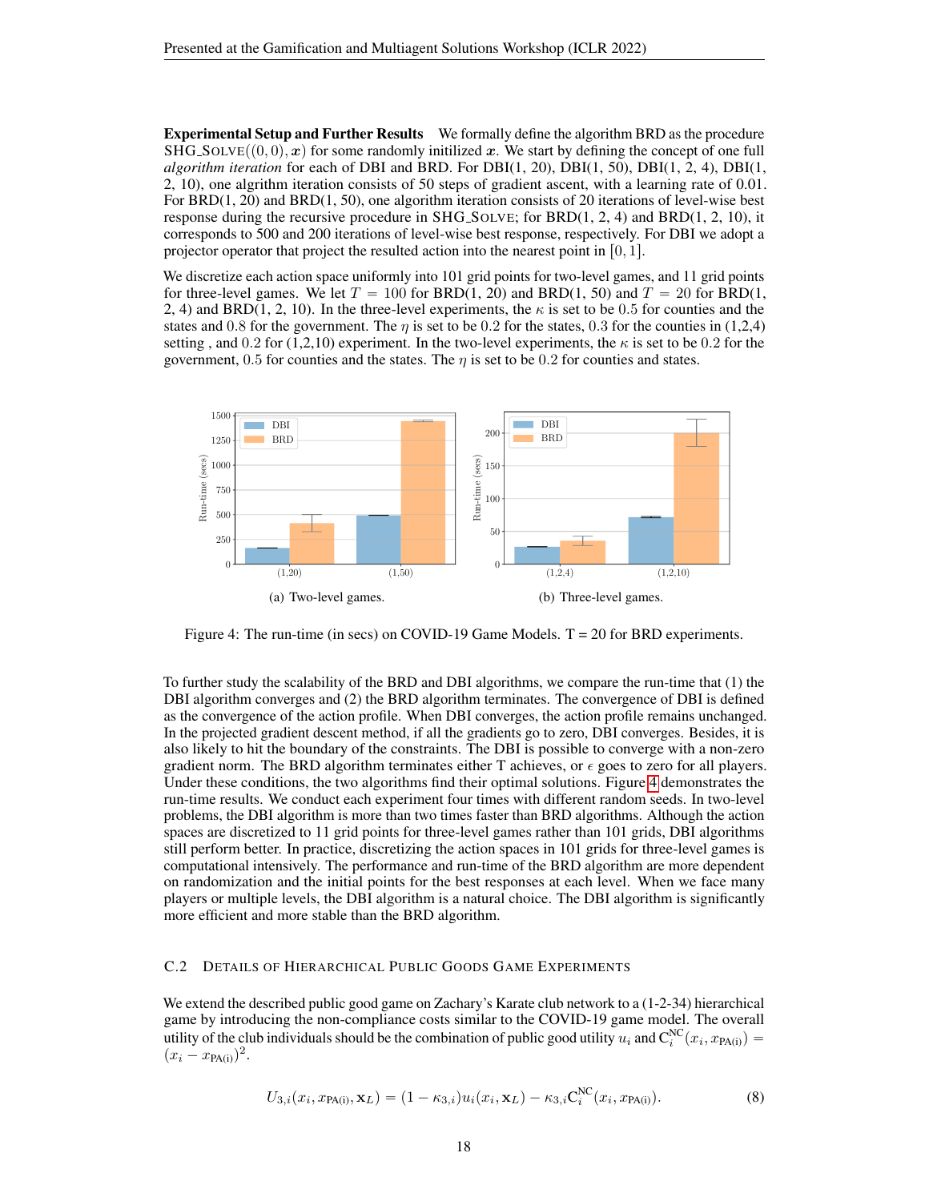**Experimental Setup and Further Results** We formally define the algorithm BRD as the procedure SHG_SOLVE$((0, 0), \boldsymbol{x})$ for some randomly initilized $\boldsymbol{x}$. We start by defining the concept of one full *algorithm iteration* for each of DBI and BRD. For DBI(1, 20), DBI(1, 50), DBI(1, 2, 4), DBI(1, 2, 10), one algrithm iteration consists of 50 steps of gradient ascent, with a learning rate of 0.01. For BRD(1, 20) and BRD(1, 50), one algorithm iteration consists of 20 iterations of level-wise best response during the recursive procedure in SHG_SOLVE; for BRD(1, 2, 4) and BRD(1, 2, 10), it corresponds to 500 and 200 iterations of level-wise best response, respectively. For DBI we adopt a projector operator that project the resulted action into the nearest point in $[0, 1]$.

We discretize each action space uniformly into 101 grid points for two-level games, and 11 grid points for three-level games. We let $T = 100$ for BRD(1, 20) and BRD(1, 50) and $T = 20$ for BRD(1, 2, 4) and BRD(1, 2, 10). In the three-level experiments, the $\kappa$ is set to be 0.5 for counties and the states and 0.8 for the government. The $\eta$ is set to be 0.2 for the states, 0.3 for the counties in (1,2,4) setting , and 0.2 for (1,2,10) experiment. In the two-level experiments, the $\kappa$ is set to be 0.2 for the government, 0.5 for counties and the states. The $\eta$ is set to be 0.2 for counties and the states.

DBI
BRD
Run-time (secs)
0
250
500
750
1000
1250
1500
(1,20)
(1,50)

(a) Two-level games.

DBI
BRD
Run-time (secs)
0
50
100
150
200
(1,2,4)
(1,2,10)

(b) Three-level games.

Figure 4: The run-time (in secs) on COVID-19 Game Models. T = 20 for BRD experiments.

To further study the scalability of the BRD and DBI algorithms, we compare the run-time that (1) the DBI algorithm converges and (2) the BRD algorithm terminates. The convergence of DBI is defined as the convergence of the action profile. When DBI converges, the action profile remains unchanged. In the projected gradient descent method, if all the gradients go to zero, DBI converges. Besides, it is also likely to hit the boundary of the constraints. The DBI is possible to converge with a non-zero gradient norm. The BRD algorithm terminates either T achieves, or $\epsilon$ goes to zero for all players. Under these conditions, the two algorithms find their optimal solutions. Figure 4 demonstrates the run-time results. We conduct each experiment four times with different random seeds. In two-level problems, the DBI algorithm is more than two times faster than BRD algorithms. Although the action spaces are discretized to 11 grid points for three-level games rather than 101 grids, DBI algorithms still perform better. In practice, discretizing the action spaces in 101 grids for three-level games is computational intensively. The performance and run-time of the BRD algorithm are more dependent on randomization and the initial points for the best responses at each level. When we face many players or multiple levels, the DBI algorithm is a natural choice. The DBI algorithm is significantly more efficient and more stable than the BRD algorithm.

## C.2 Details of Hierarchical Public Goods Game Experiments

We extend the described public good game on Zachary's Karate club network to a (1-2-34) hierarchical game by introducing the non-compliance costs similar to the COVID-19 game model. The overall utility of the club individuals should be the combination of public good utility $u_i$ and $\mathrm{C}_i^{\mathrm{NC}}(x_i, x_{\mathrm{PA(i)}}) = (x_i - x_{\mathrm{PA(i)}})^2$.

$$U_{3,i}(x_i, x_{\mathrm{PA(i)}}, \mathbf{x}_L) = (1 - \kappa_{3,i}) u_i(x_i, \mathbf{x}_L) - \kappa_{3,i} \mathrm{C}_i^{\mathrm{NC}}(x_i, x_{\mathrm{PA(i)}}). \tag{8}$$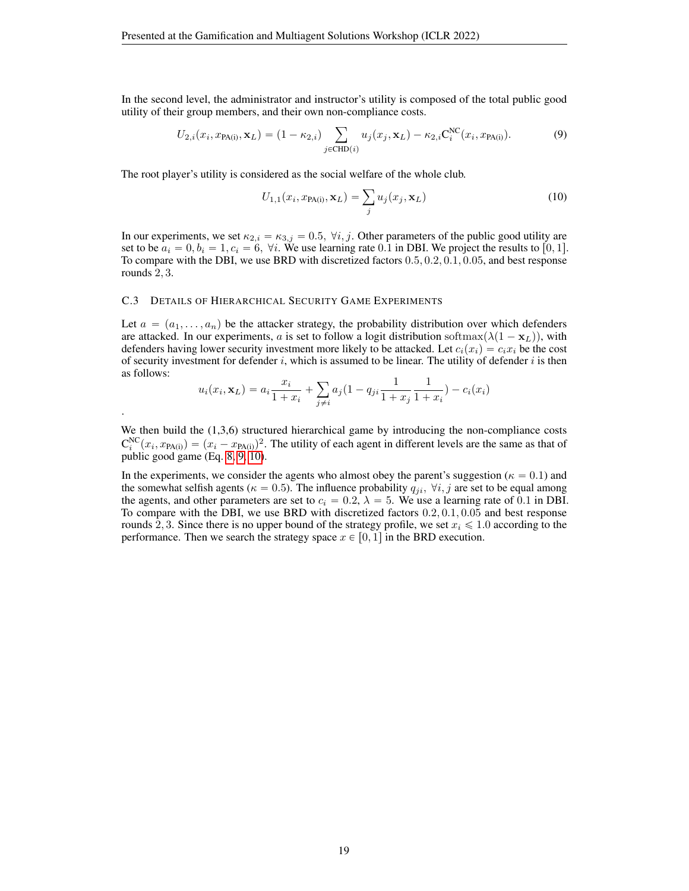In the second level, the administrator and instructor's utility is composed of the total public good utility of their group members, and their own non-compliance costs.

$$U_{2,i}(x_i, x_{\text{PA(i)}}, \mathbf{x}_L) = (1 - \kappa_{2,i}) \sum_{j \in \text{CHD}(i)} u_j(x_j, \mathbf{x}_L) - \kappa_{2,i} \mathrm{C}_i^{\text{NC}}(x_i, x_{\text{PA(i)}}). \tag{9}$$

The root player's utility is considered as the social welfare of the whole club.

$$U_{1,1}(x_i, x_{\text{PA(i)}}, \mathbf{x}_L) = \sum_j u_j(x_j, \mathbf{x}_L) \tag{10}$$

In our experiments, we set $\kappa_{2,i} = \kappa_{3,j} = 0.5,\ \forall i, j$. Other parameters of the public good utility are set to be $a_i = 0, b_i = 1, c_i = 6,\ \forall i$. We use learning rate $0.1$ in DBI. We project the results to $[0, 1]$. To compare with the DBI, we use BRD with discretized factors $0.5, 0.2, 0.1, 0.05$, and best response rounds $2, 3$.

### C.3 Details of Hierarchical Security Game Experiments

Let $a = (a_1, \ldots, a_n)$ be the attacker strategy, the probability distribution over which defenders are attacked. In our experiments, $a$ is set to follow a logit distribution $\mathrm{softmax}(\lambda(1 - \mathbf{x}_L))$, with defenders having lower security investment more likely to be attacked. Let $c_i(x_i) = c_i x_i$ be the cost of security investment for defender $i$, which is assumed to be linear. The utility of defender $i$ is then as follows:

$$u_i(x_i, \mathbf{x}_L) = a_i \frac{x_i}{1 + x_i} + \sum_{j \neq i} a_j \left(1 - q_{ji} \frac{1}{1 + x_j} \frac{1}{1 + x_i}\right) - c_i(x_i)$$

.

We then build the (1,3,6) structured hierarchical game by introducing the non-compliance costs $\mathrm{C}_i^{\text{NC}}(x_i, x_{\text{PA(i)}}) = (x_i - x_{\text{PA(i)}})^2$. The utility of each agent in different levels are the same as that of public good game (Eq. 8, 9, 10).

In the experiments, we consider the agents who almost obey the parent's suggestion ($\kappa = 0.1$) and the somewhat selfish agents ($\kappa = 0.5$). The influence probability $q_{ji},\ \forall i, j$ are set to be equal among the agents, and other parameters are set to $c_i = 0.2$, $\lambda = 5$. We use a learning rate of $0.1$ in DBI. To compare with the DBI, we use BRD with discretized factors $0.2, 0.1, 0.05$ and best response rounds $2, 3$. Since there is no upper bound of the strategy profile, we set $x_i \leqslant 1.0$ according to the performance. Then we search the strategy space $x \in [0, 1]$ in the BRD execution.